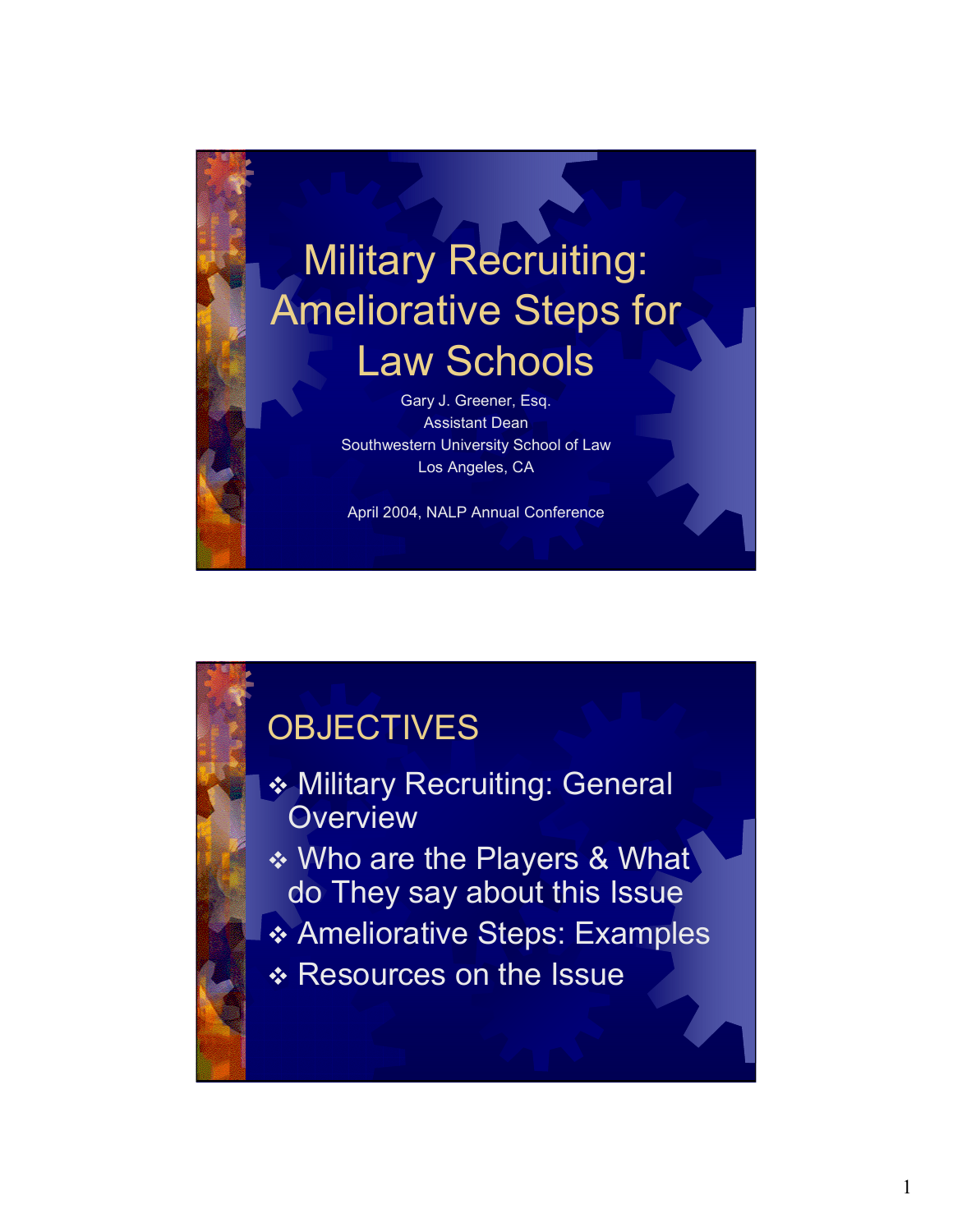# Military Recruiting: Ameliorative Steps for Law Schools

Gary J. Greener, Esq.
Assistant Dean
Southwestern University School of Law
Los Angeles, CA

April 2004, NALP Annual Conference

## OBJECTIVES

- Military Recruiting: General Overview
- Who are the Players & What do They say about this Issue
- Ameliorative Steps: Examples
- Resources on the Issue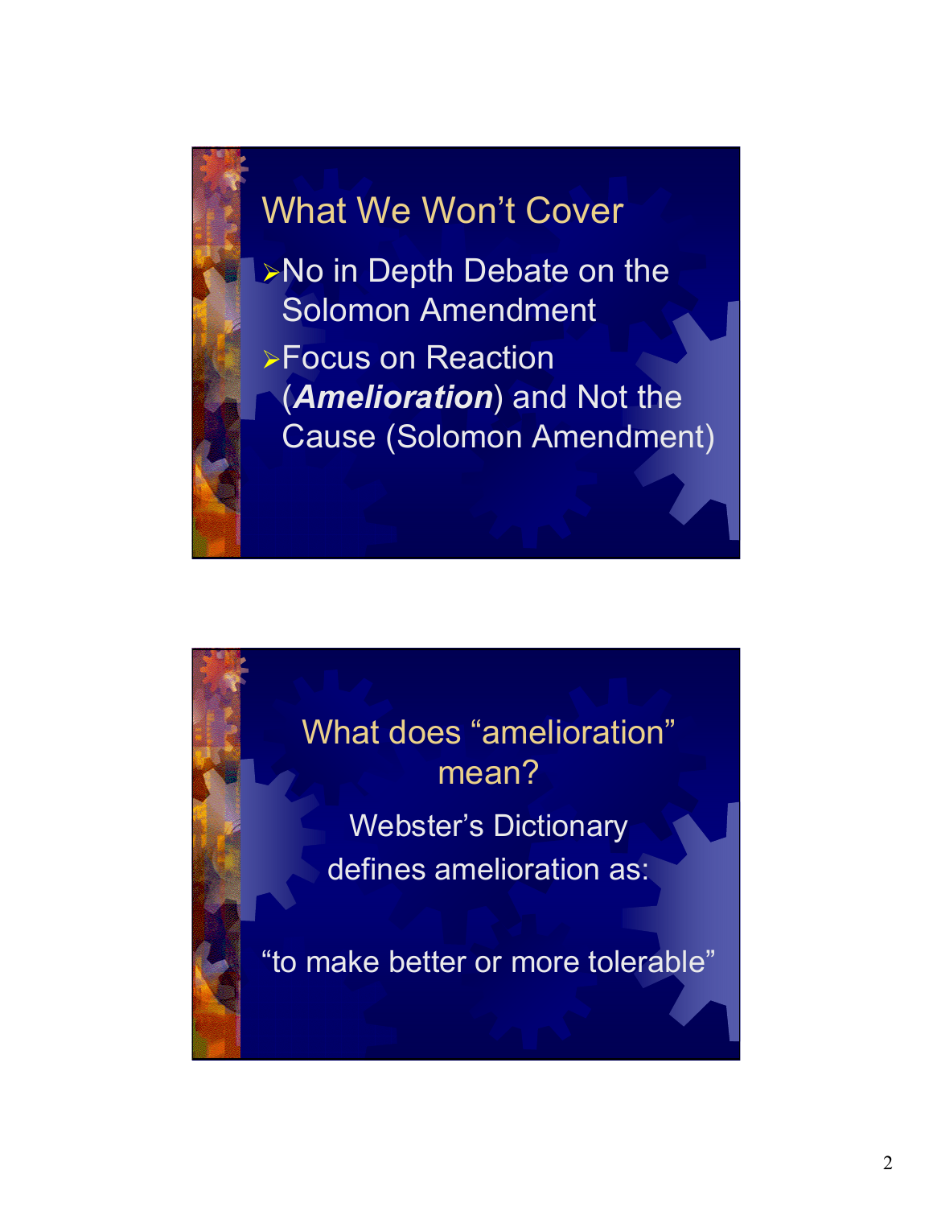## What We Won't Cover

- No in Depth Debate on the Solomon Amendment
- Focus on Reaction (***Amelioration***) and Not the Cause (Solomon Amendment)

## What does "amelioration" mean?

Webster's Dictionary defines amelioration as:

"to make better or more tolerable"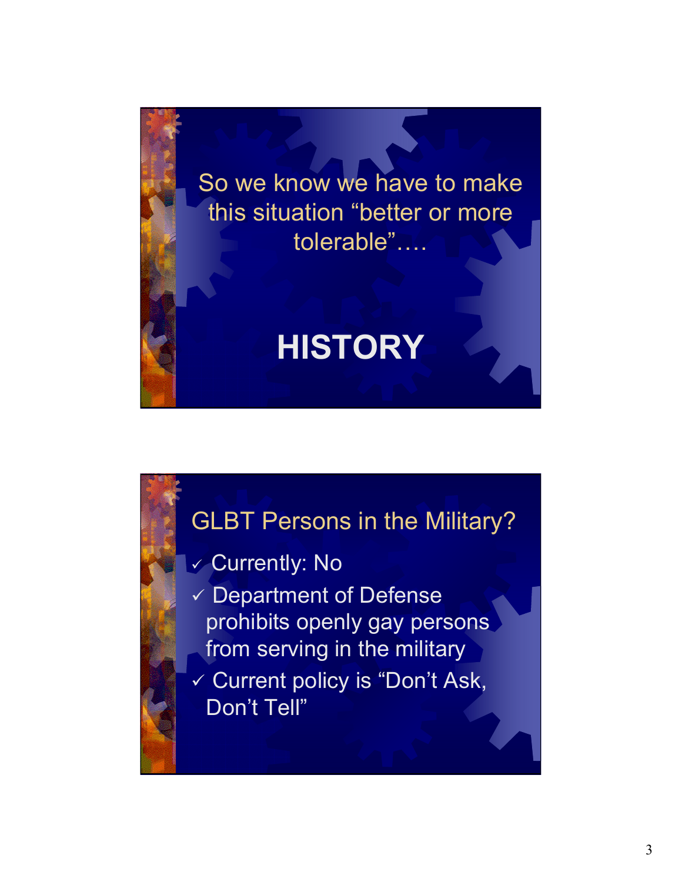So we know we have to make this situation "better or more tolerable"….

# HISTORY

## GLBT Persons in the Military?

- ✓ Currently: No
- ✓ Department of Defense prohibits openly gay persons from serving in the military
- ✓ Current policy is "Don't Ask, Don't Tell"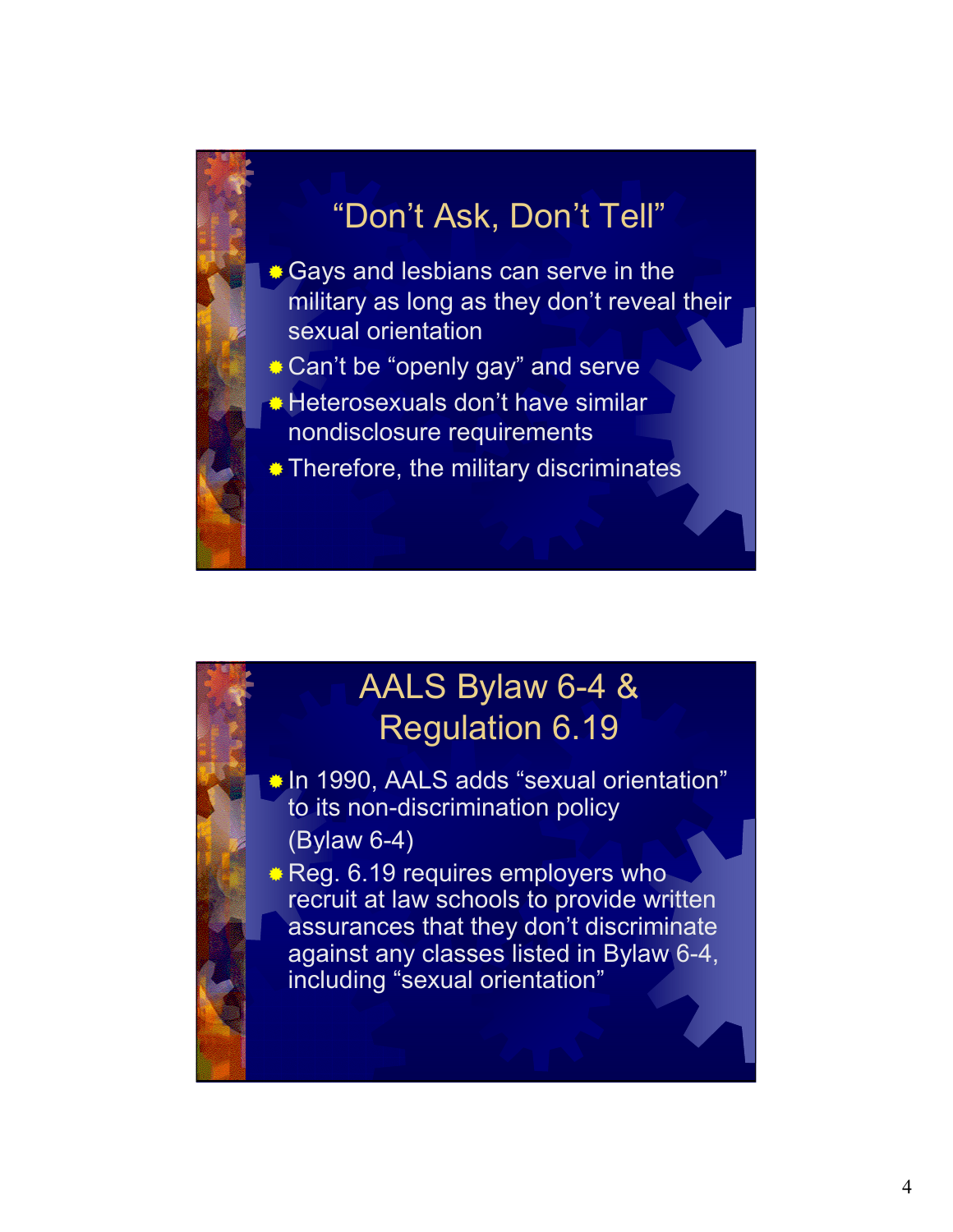## "Don't Ask, Don't Tell"

- Gays and lesbians can serve in the military as long as they don't reveal their sexual orientation
- Can't be "openly gay" and serve
- Heterosexuals don't have similar nondisclosure requirements
- Therefore, the military discriminates

## AALS Bylaw 6-4 & Regulation 6.19

- In 1990, AALS adds "sexual orientation" to its non-discrimination policy (Bylaw 6-4)
- Reg. 6.19 requires employers who recruit at law schools to provide written assurances that they don't discriminate against any classes listed in Bylaw 6-4, including "sexual orientation"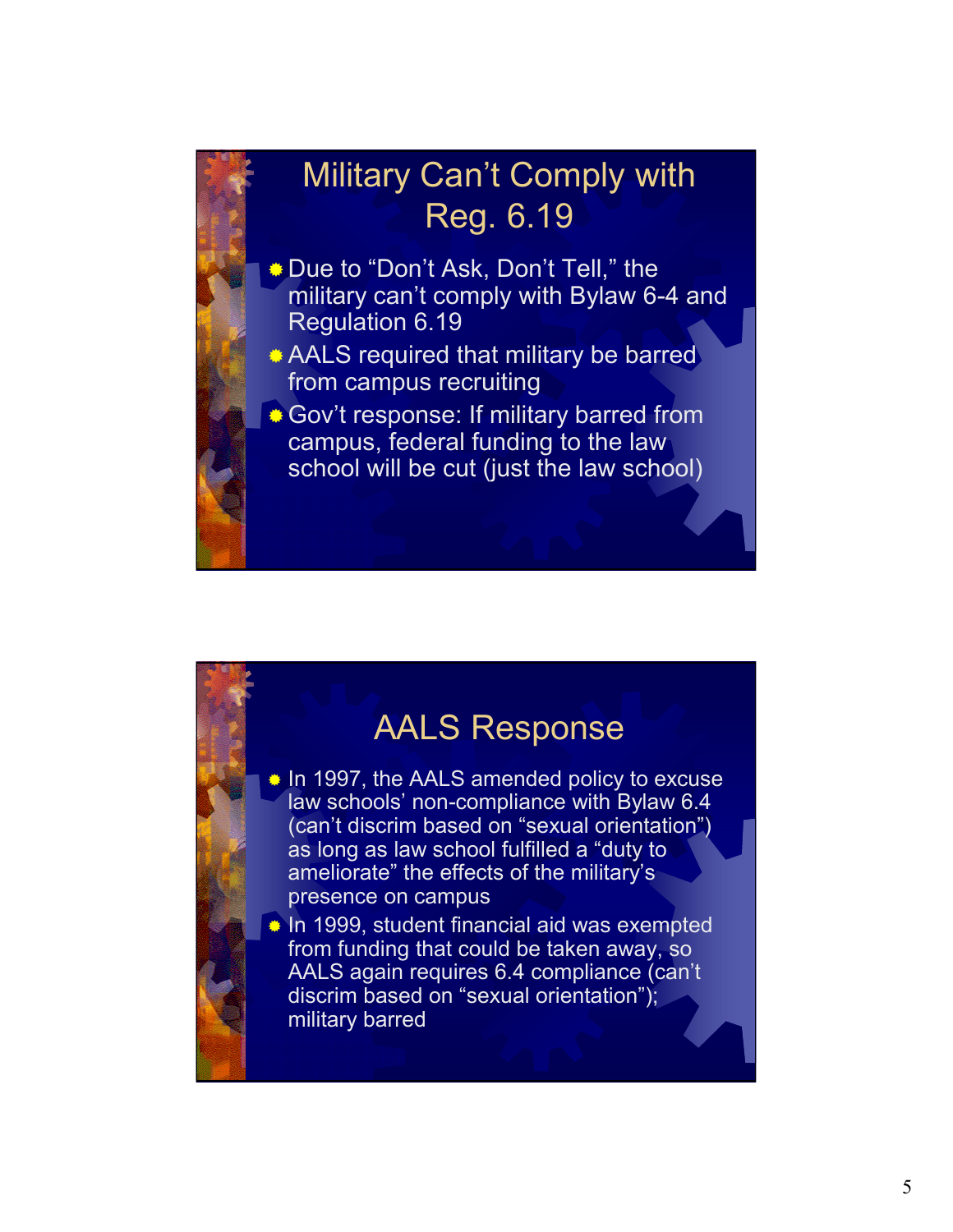## Military Can't Comply with Reg. 6.19

- Due to "Don't Ask, Don't Tell," the military can't comply with Bylaw 6-4 and Regulation 6.19
- AALS required that military be barred from campus recruiting
- Gov't response: If military barred from campus, federal funding to the law school will be cut (just the law school)

## AALS Response

- In 1997, the AALS amended policy to excuse law schools' non-compliance with Bylaw 6.4 (can't discrim based on "sexual orientation") as long as law school fulfilled a "duty to ameliorate" the effects of the military's presence on campus
- In 1999, student financial aid was exempted from funding that could be taken away, so AALS again requires 6.4 compliance (can't discrim based on "sexual orientation"); military barred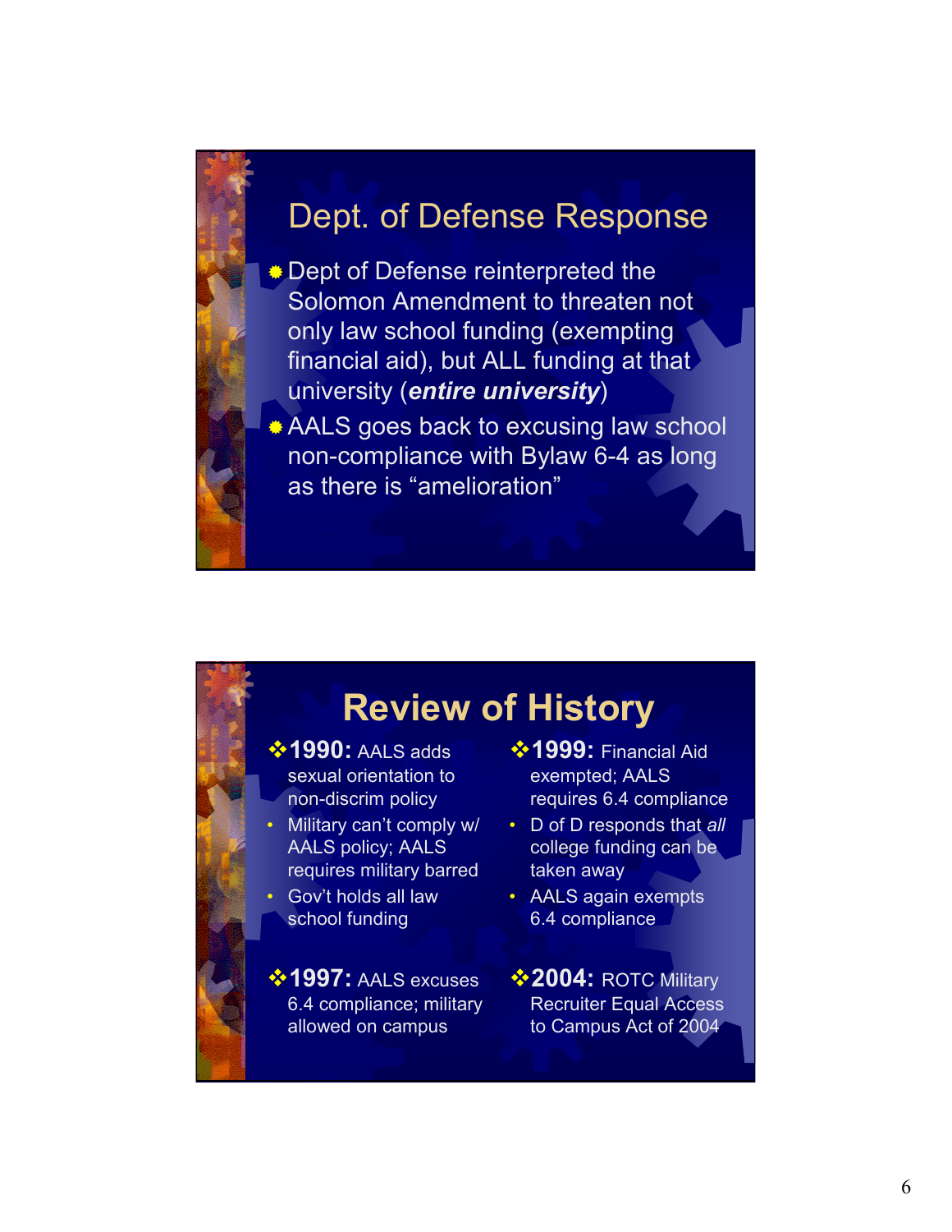## Dept. of Defense Response

- Dept of Defense reinterpreted the Solomon Amendment to threaten not only law school funding (exempting financial aid), but ALL funding at that university (***entire university***)
- AALS goes back to excusing law school non-compliance with Bylaw 6-4 as long as there is "amelioration"

## Review of History

- **1990:** AALS adds sexual orientation to non-discrim policy
  - Military can't comply w/ AALS policy; AALS requires military barred
  - Gov't holds all law school funding
- **1997:** AALS excuses 6.4 compliance; military allowed on campus
- **1999:** Financial Aid exempted; AALS requires 6.4 compliance
  - D of D responds that *all* college funding can be taken away
  - AALS again exempts 6.4 compliance
- **2004:** ROTC Military Recruiter Equal Access to Campus Act of 2004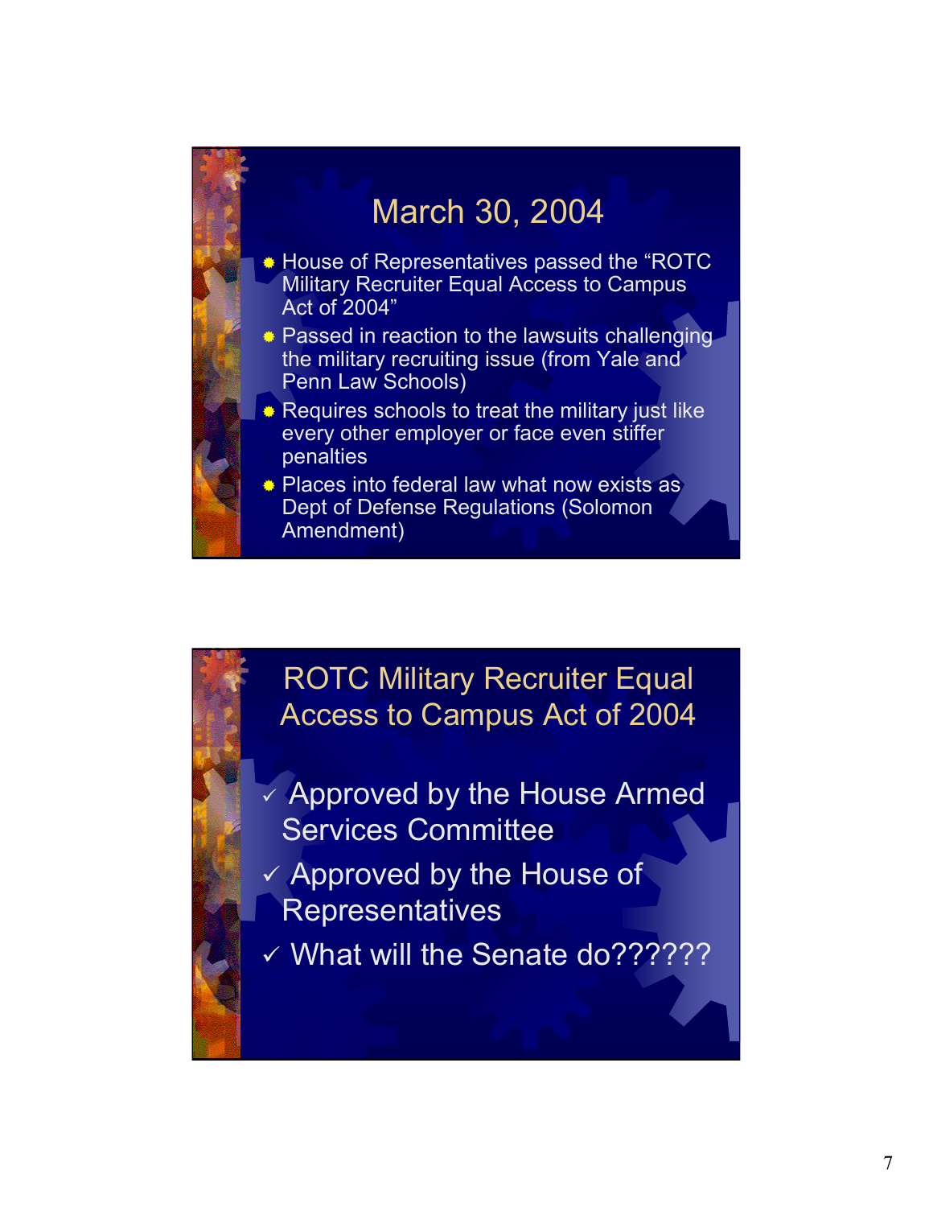## March 30, 2004

- House of Representatives passed the "ROTC Military Recruiter Equal Access to Campus Act of 2004"
- Passed in reaction to the lawsuits challenging the military recruiting issue (from Yale and Penn Law Schools)
- Requires schools to treat the military just like every other employer or face even stiffer penalties
- Places into federal law what now exists as Dept of Defense Regulations (Solomon Amendment)

## ROTC Military Recruiter Equal Access to Campus Act of 2004

- ✓ Approved by the House Armed Services Committee
- ✓ Approved by the House of Representatives
- ✓ What will the Senate do??????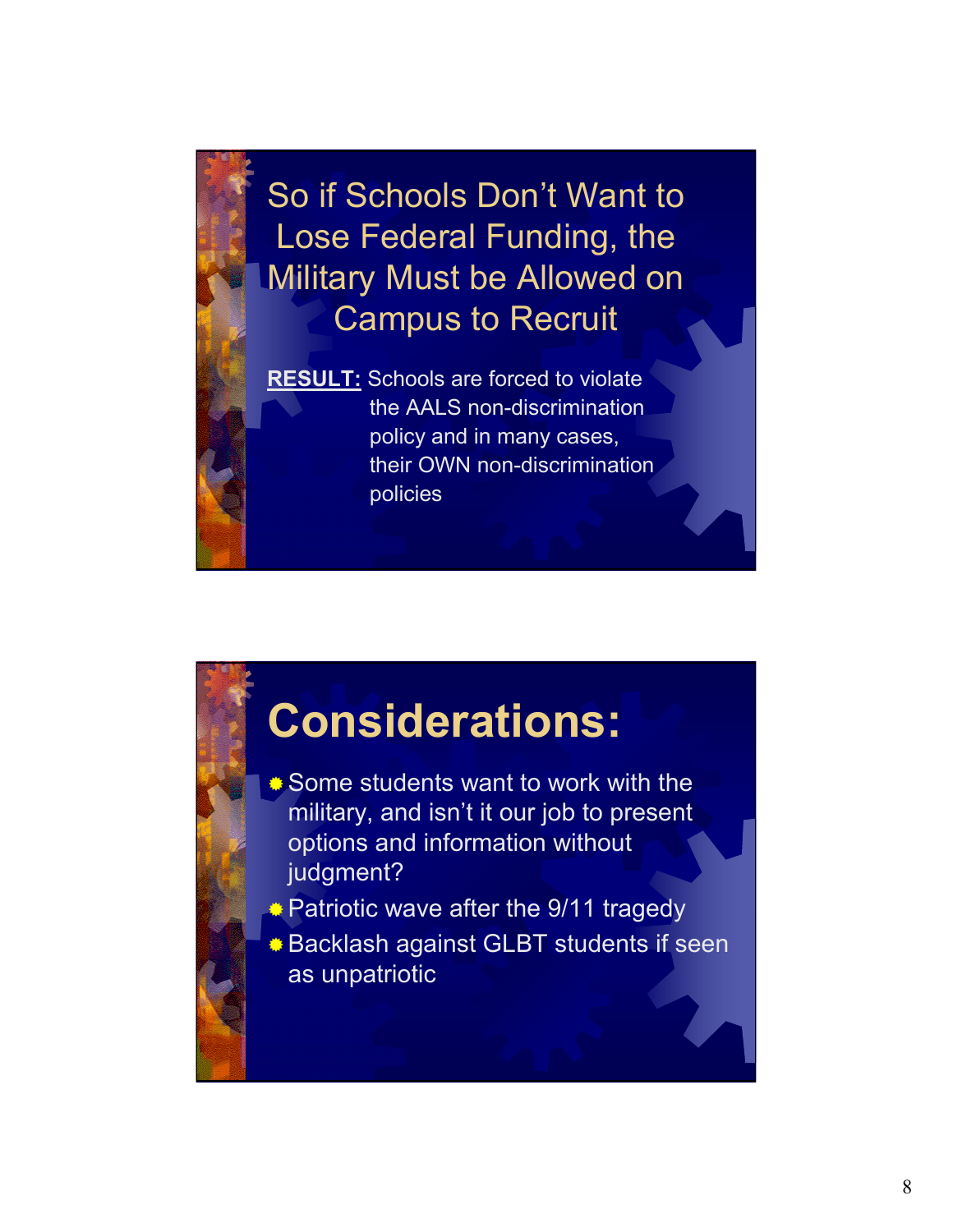## So if Schools Don't Want to Lose Federal Funding, the Military Must be Allowed on Campus to Recruit

**RESULT:** Schools are forced to violate the AALS non-discrimination policy and in many cases, their OWN non-discrimination policies

## Considerations:

- Some students want to work with the military, and isn't it our job to present options and information without judgment?
- Patriotic wave after the 9/11 tragedy
- Backlash against GLBT students if seen as unpatriotic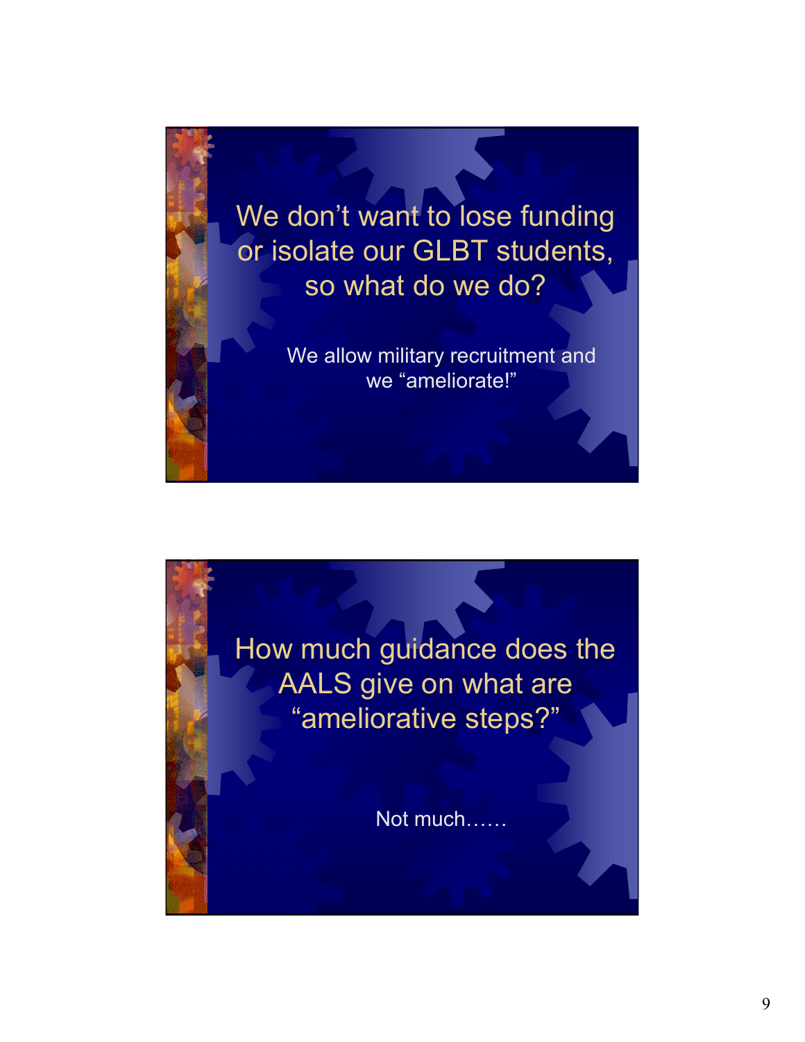## We don’t want to lose funding or isolate our GLBT students, so what do we do?

We allow military recruitment and we “ameliorate!”

## How much guidance does the AALS give on what are “ameliorative steps?”

Not much……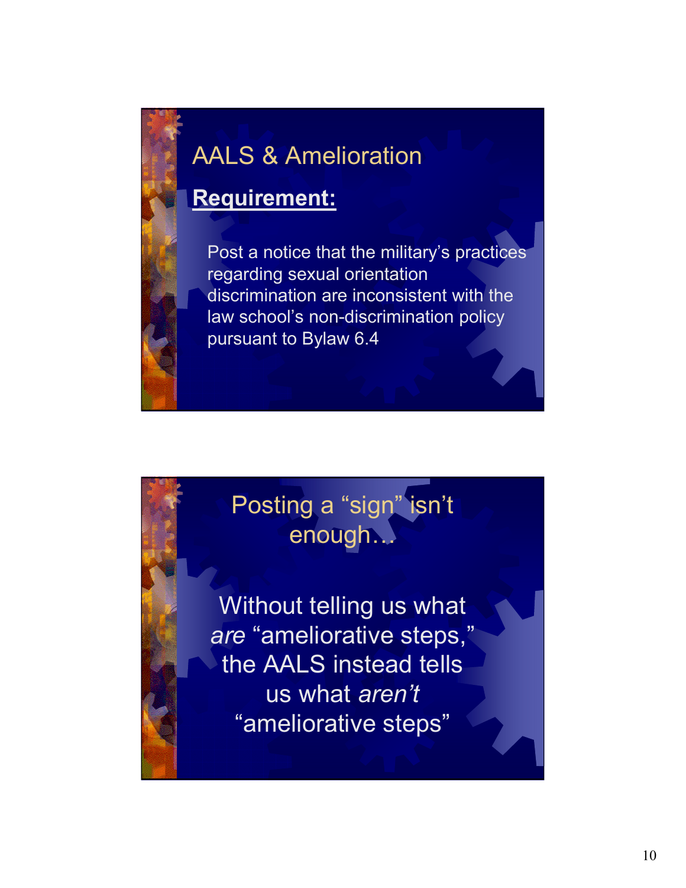## AALS & Amelioration

**Requirement:**

Post a notice that the military's practices regarding sexual orientation discrimination are inconsistent with the law school's non-discrimination policy pursuant to Bylaw 6.4

## Posting a "sign" isn't enough…

Without telling us what *are* "ameliorative steps," the AALS instead tells us what *aren't* "ameliorative steps"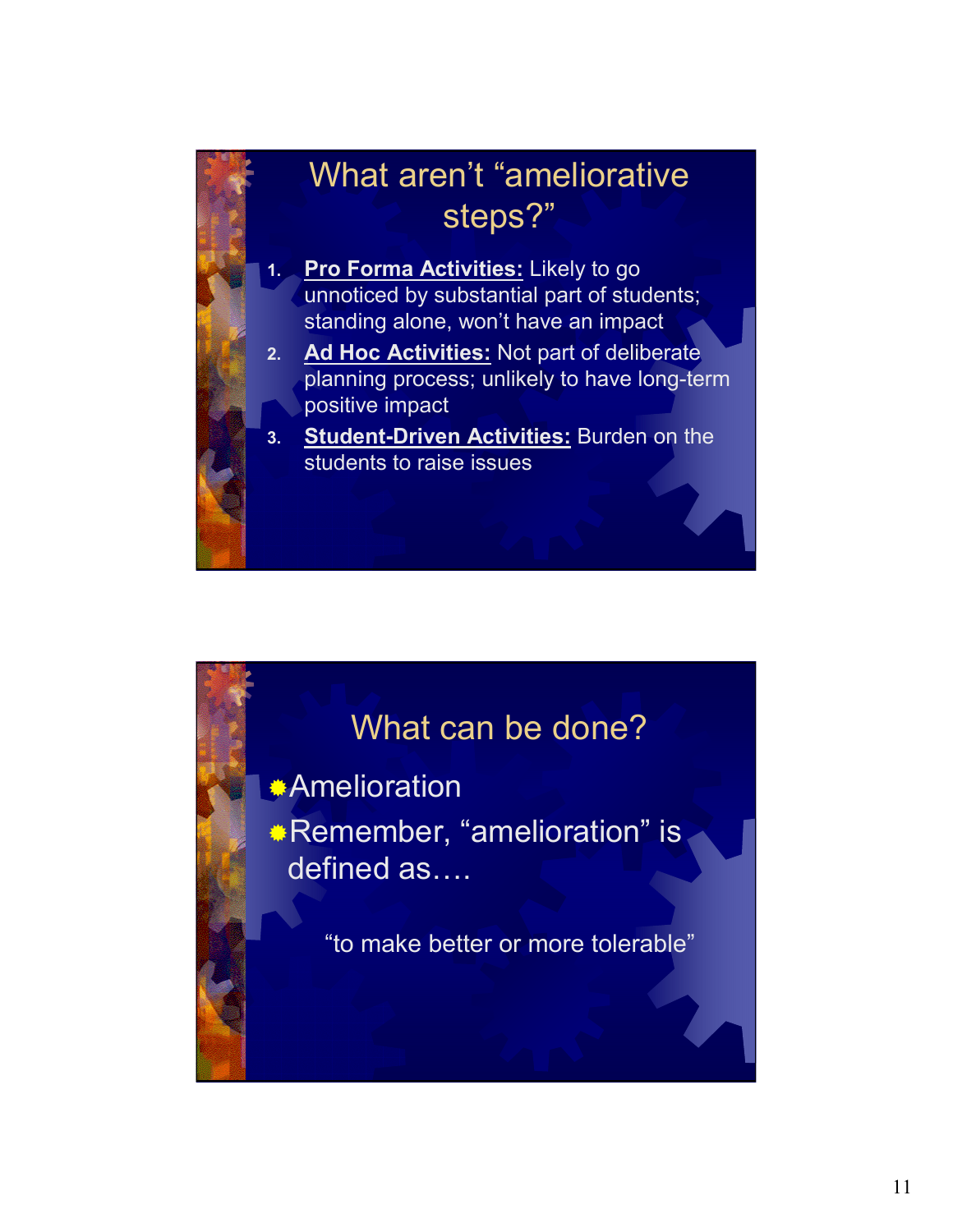## What aren't "ameliorative steps?"

1. **Pro Forma Activities:** Likely to go unnoticed by substantial part of students; standing alone, won't have an impact
2. **Ad Hoc Activities:** Not part of deliberate planning process; unlikely to have long-term positive impact
3. **Student-Driven Activities:** Burden on the students to raise issues

## What can be done?

- Amelioration
- Remember, "amelioration" is defined as….

"to make better or more tolerable"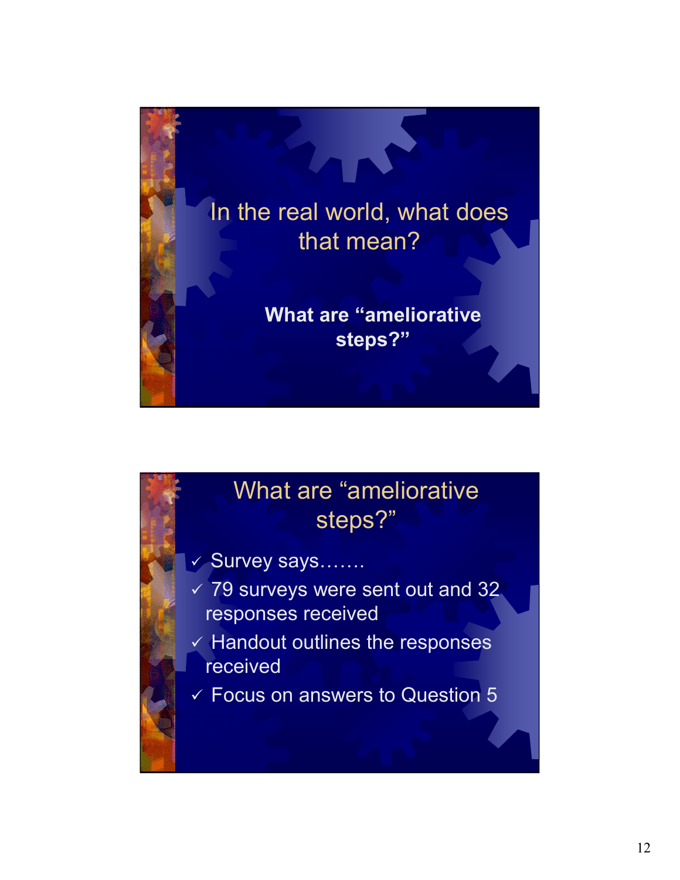## In the real world, what does that mean?

**What are “ameliorative steps?”**

## What are “ameliorative steps?”

- ✓ Survey says…….
- ✓ 79 surveys were sent out and 32 responses received
- ✓ Handout outlines the responses received
- ✓ Focus on answers to Question 5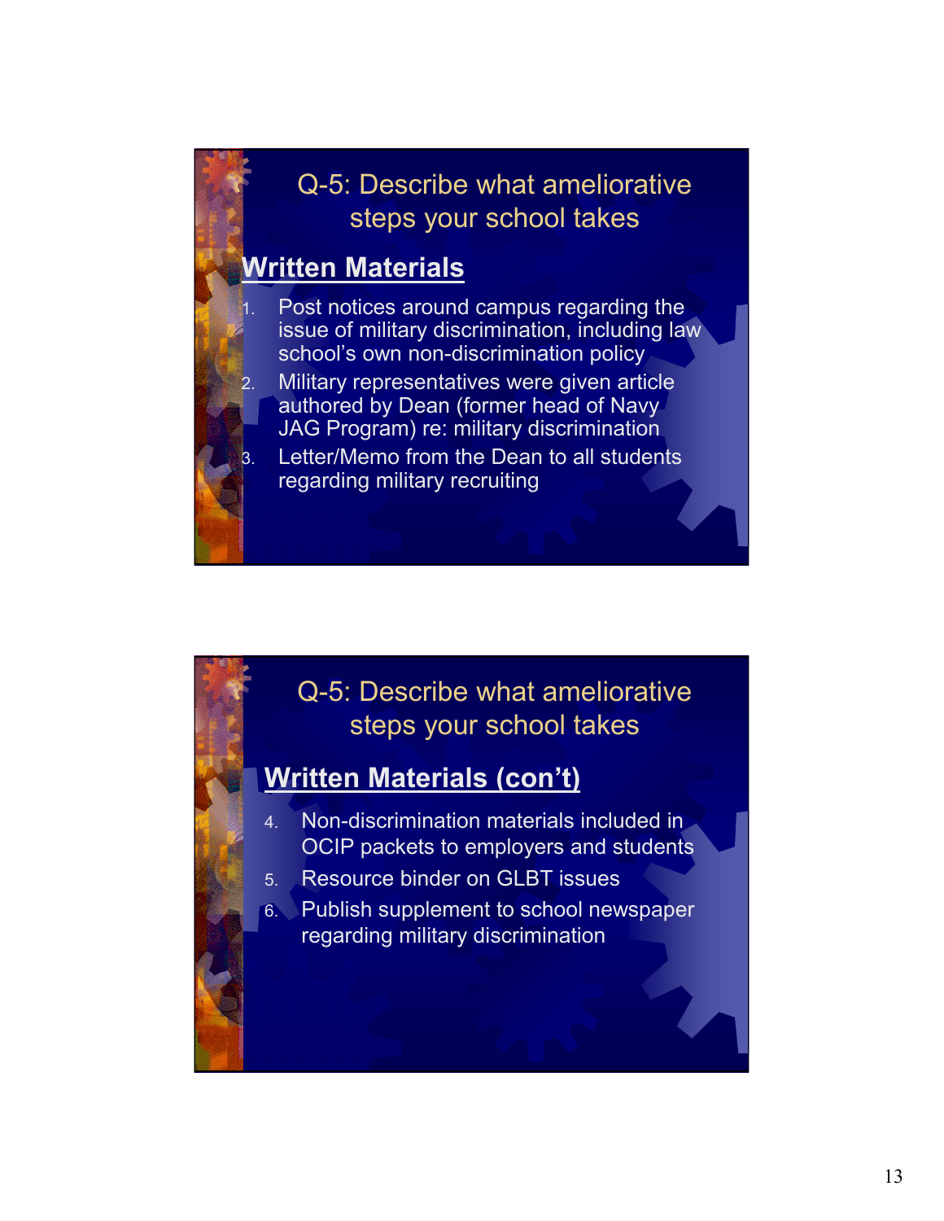## Q-5: Describe what ameliorative steps your school takes

### Written Materials

1. Post notices around campus regarding the issue of military discrimination, including law school's own non-discrimination policy
2. Military representatives were given article authored by Dean (former head of Navy JAG Program) re: military discrimination
3. Letter/Memo from the Dean to all students regarding military recruiting

## Q-5: Describe what ameliorative steps your school takes

### Written Materials (con't)

4. Non-discrimination materials included in OCIP packets to employers and students
5. Resource binder on GLBT issues
6. Publish supplement to school newspaper regarding military discrimination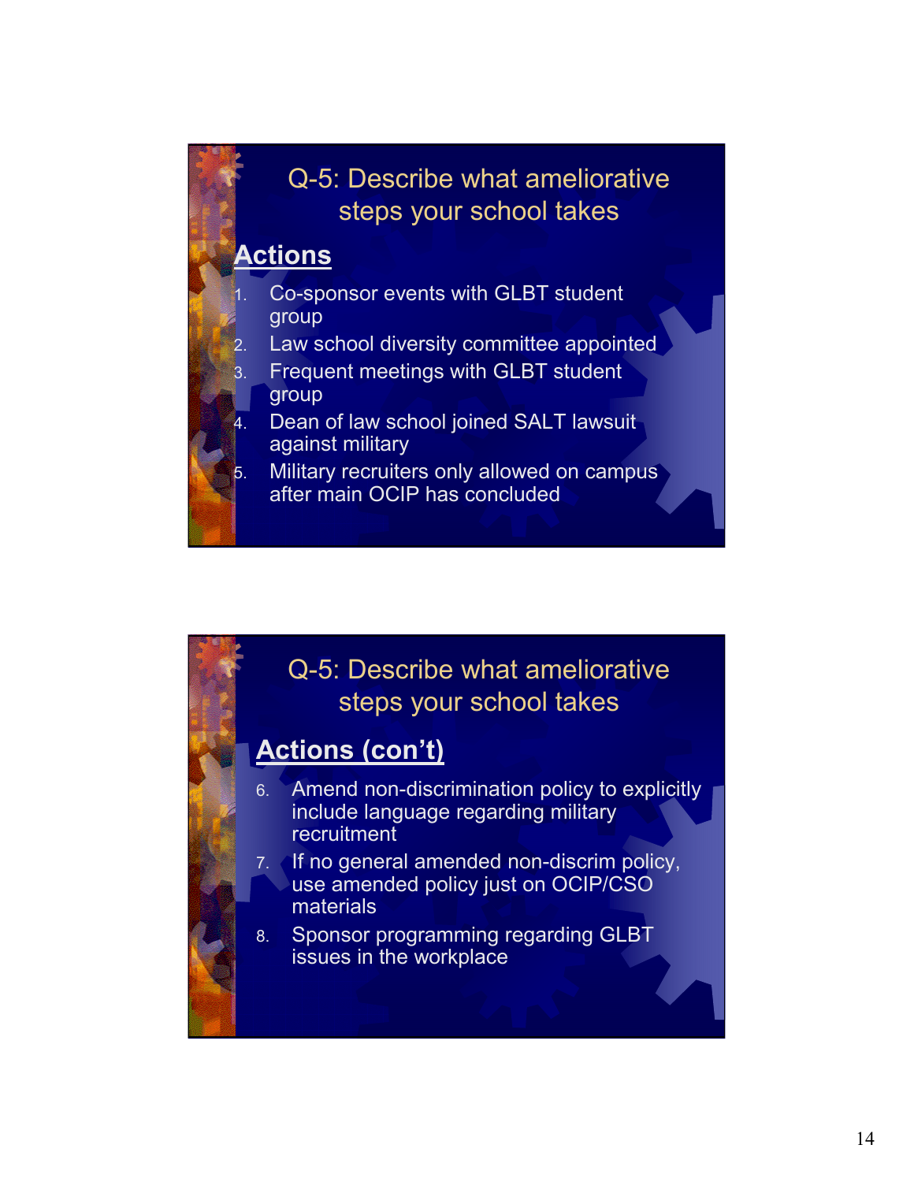## Q-5: Describe what ameliorative steps your school takes

**Actions**

1. Co-sponsor events with GLBT student group
2. Law school diversity committee appointed
3. Frequent meetings with GLBT student group
4. Dean of law school joined SALT lawsuit against military
5. Military recruiters only allowed on campus after main OCIP has concluded

## Q-5: Describe what ameliorative steps your school takes

**Actions (con't)**

6. Amend non-discrimination policy to explicitly include language regarding military recruitment
7. If no general amended non-discrim policy, use amended policy just on OCIP/CSO materials
8. Sponsor programming regarding GLBT issues in the workplace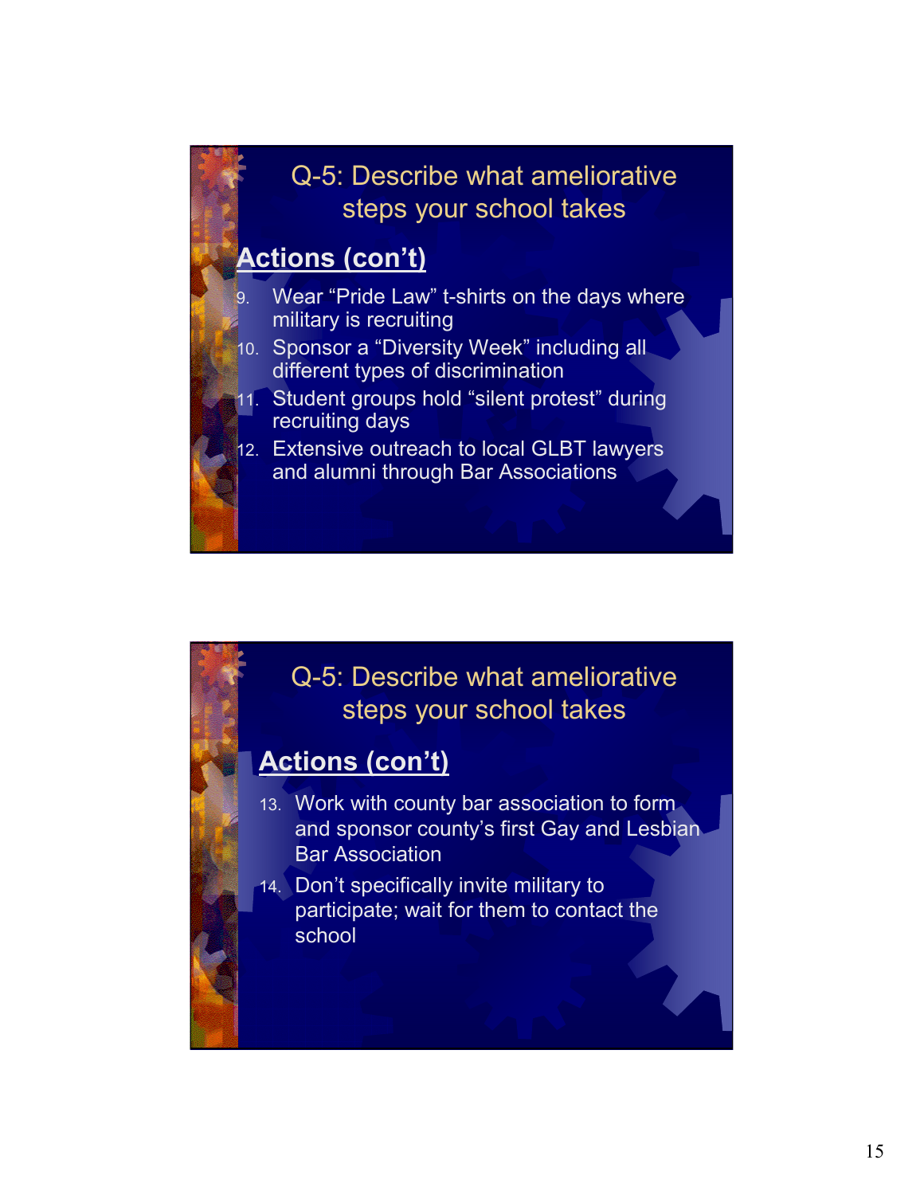## Q-5: Describe what ameliorative steps your school takes

### Actions (con't)

9. Wear "Pride Law" t-shirts on the days where military is recruiting
10. Sponsor a "Diversity Week" including all different types of discrimination
11. Student groups hold "silent protest" during recruiting days
12. Extensive outreach to local GLBT lawyers and alumni through Bar Associations

## Q-5: Describe what ameliorative steps your school takes

### Actions (con't)

13. Work with county bar association to form and sponsor county's first Gay and Lesbian Bar Association
14. Don't specifically invite military to participate; wait for them to contact the school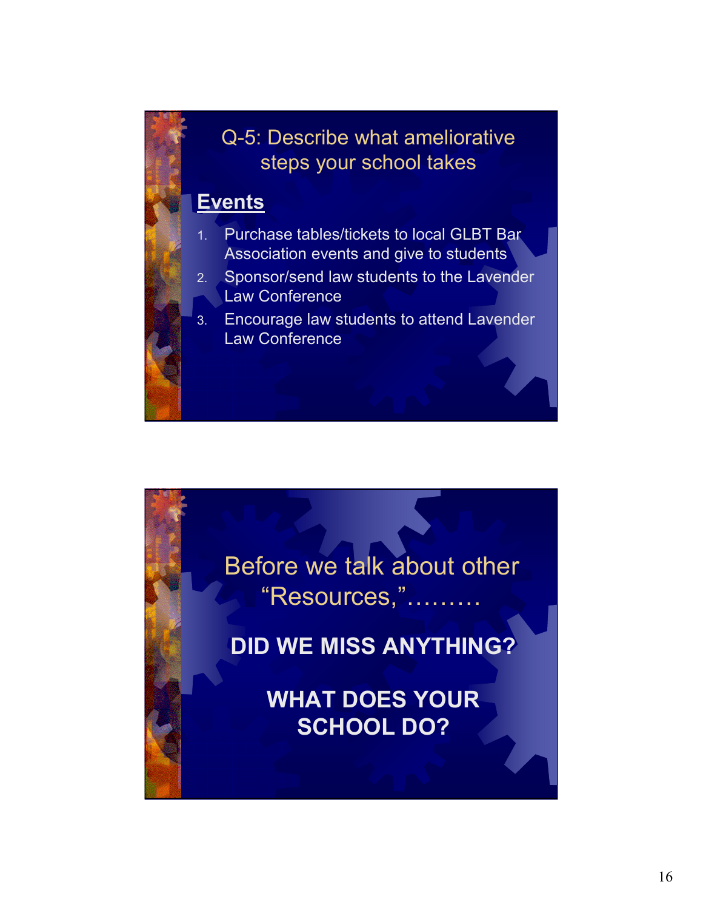## Q-5: Describe what ameliorative steps your school takes

**Events**

1. Purchase tables/tickets to local GLBT Bar Association events and give to students
2. Sponsor/send law students to the Lavender Law Conference
3. Encourage law students to attend Lavender Law Conference

## Before we talk about other "Resources,"………

**DID WE MISS ANYTHING?**

**WHAT DOES YOUR SCHOOL DO?**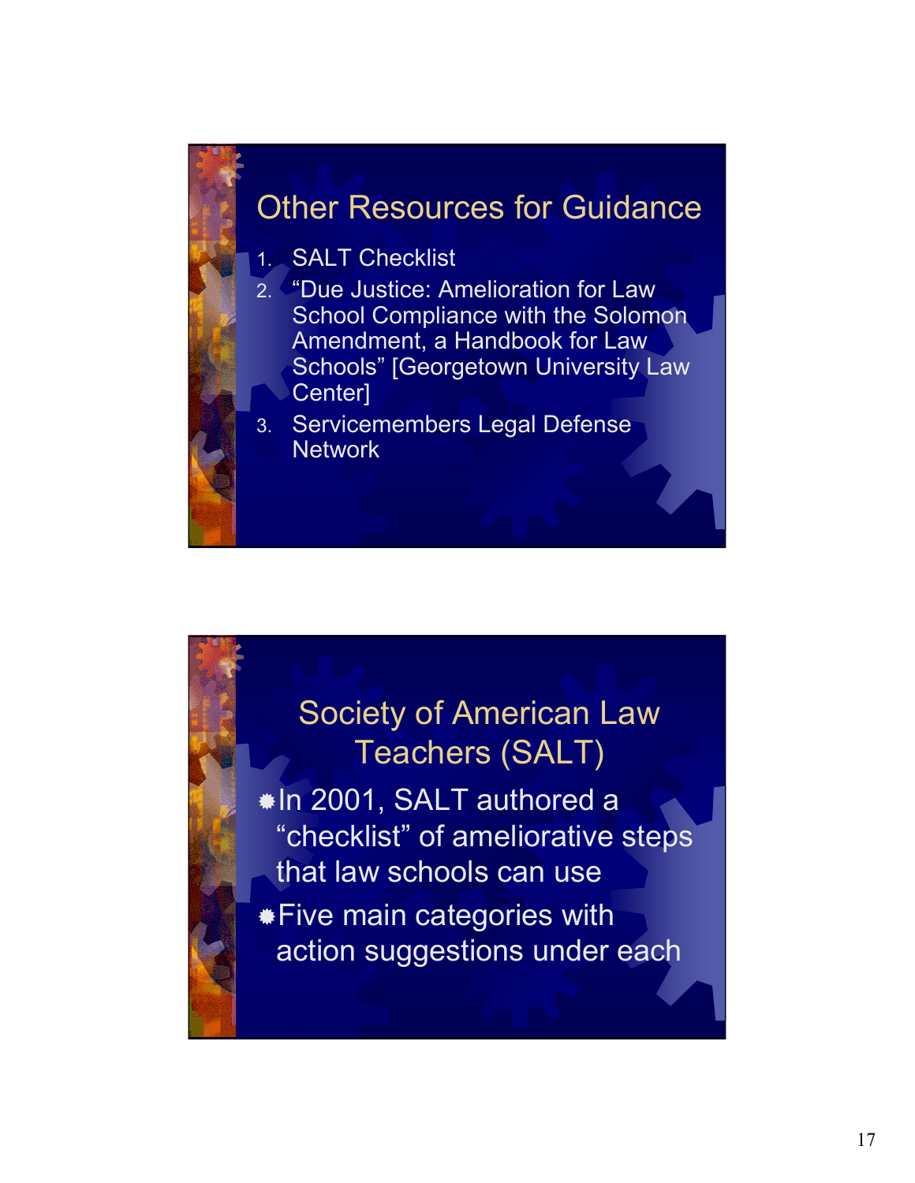## Other Resources for Guidance

1. SALT Checklist
2. “Due Justice: Amelioration for Law School Compliance with the Solomon Amendment, a Handbook for Law Schools” [Georgetown University Law Center]
3. Servicemembers Legal Defense Network

## Society of American Law Teachers (SALT)

- In 2001, SALT authored a “checklist” of ameliorative steps that law schools can use
- Five main categories with action suggestions under each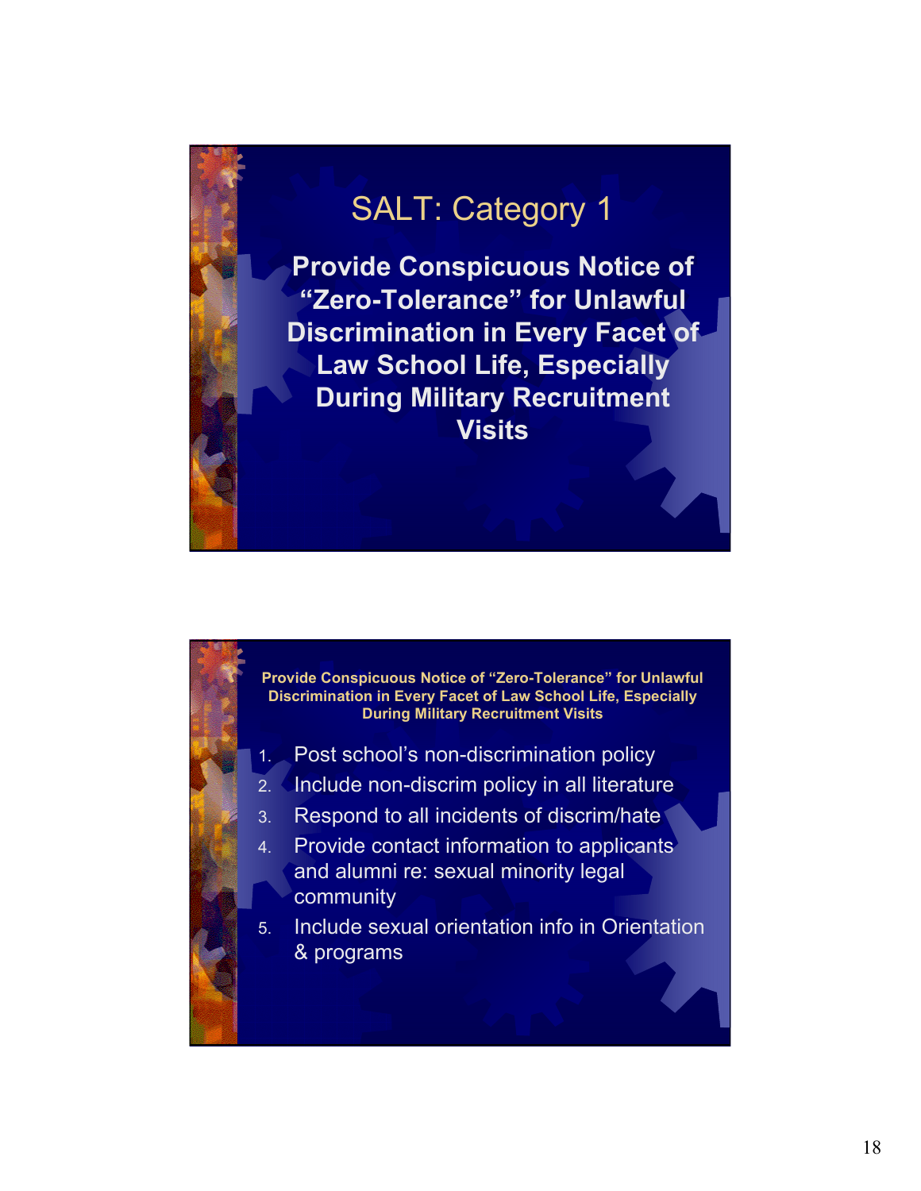# SALT: Category 1

**Provide Conspicuous Notice of "Zero-Tolerance" for Unlawful Discrimination in Every Facet of Law School Life, Especially During Military Recruitment Visits**

---

**Provide Conspicuous Notice of "Zero-Tolerance" for Unlawful Discrimination in Every Facet of Law School Life, Especially During Military Recruitment Visits**

1. Post school's non-discrimination policy
2. Include non-discrim policy in all literature
3. Respond to all incidents of discrim/hate
4. Provide contact information to applicants and alumni re: sexual minority legal community
5. Include sexual orientation info in Orientation & programs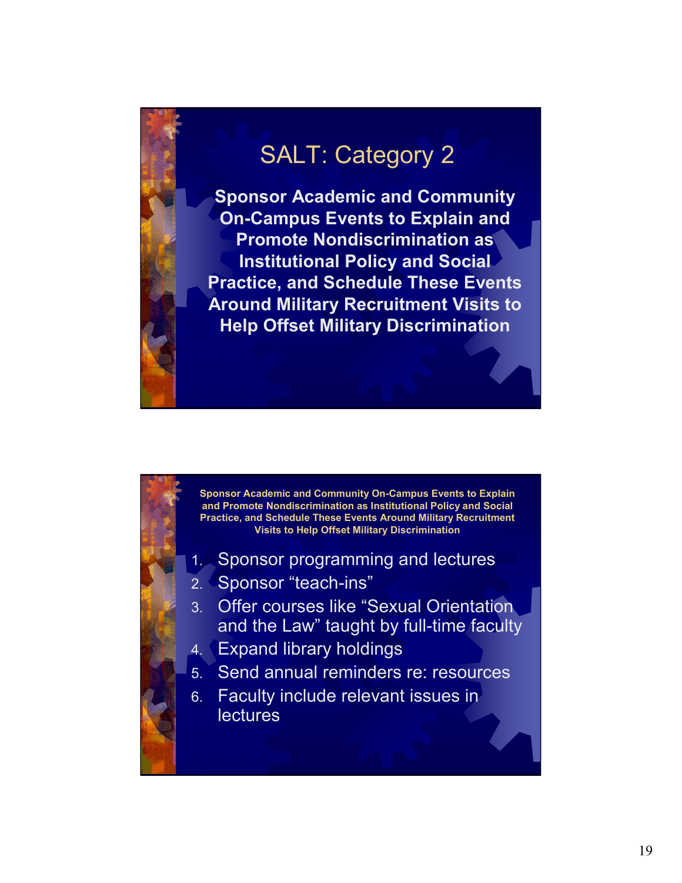## SALT: Category 2

**Sponsor Academic and Community On-Campus Events to Explain and Promote Nondiscrimination as Institutional Policy and Social Practice, and Schedule These Events Around Military Recruitment Visits to Help Offset Military Discrimination**

---

**Sponsor Academic and Community On-Campus Events to Explain and Promote Nondiscrimination as Institutional Policy and Social Practice, and Schedule These Events Around Military Recruitment Visits to Help Offset Military Discrimination**

1. Sponsor programming and lectures
2. Sponsor "teach-ins"
3. Offer courses like "Sexual Orientation and the Law" taught by full-time faculty
4. Expand library holdings
5. Send annual reminders re: resources
6. Faculty include relevant issues in lectures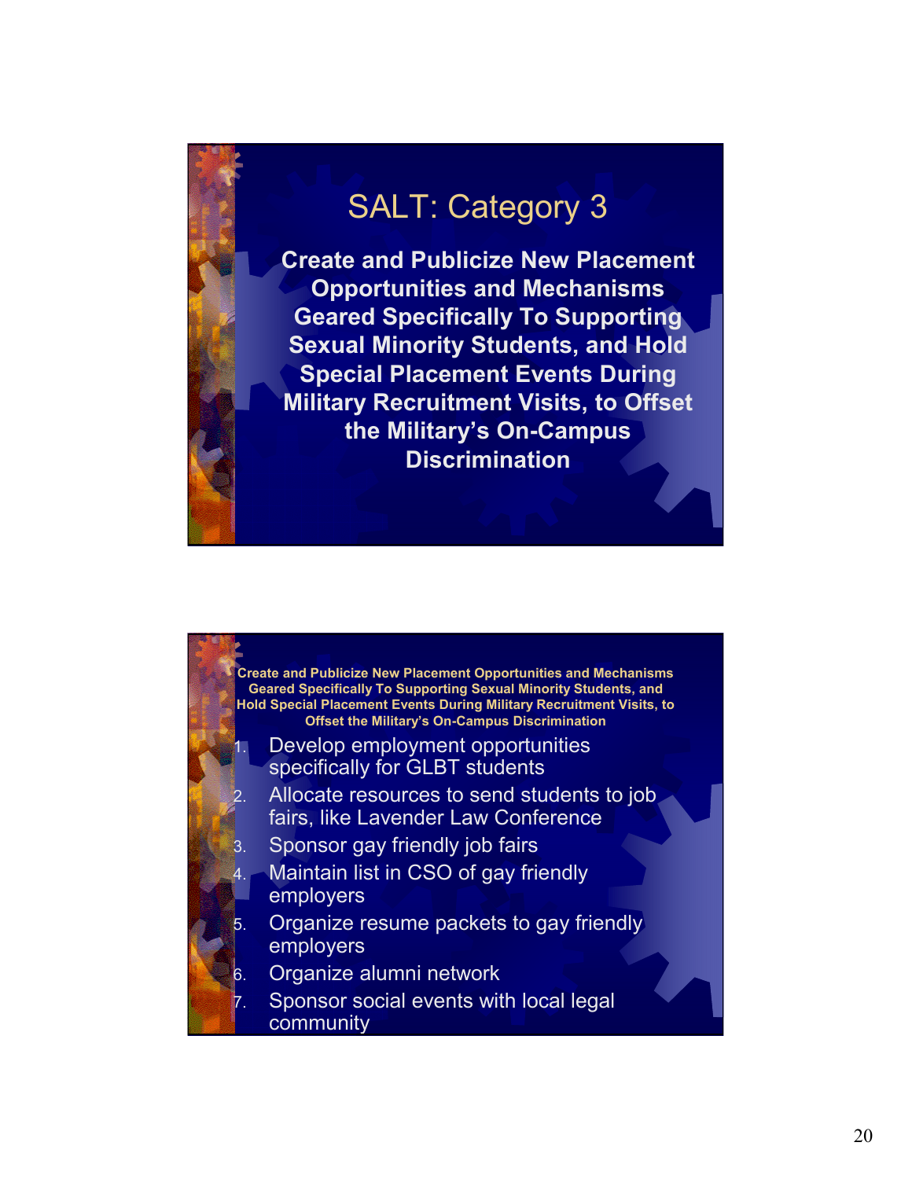## SALT: Category 3

**Create and Publicize New Placement Opportunities and Mechanisms Geared Specifically To Supporting Sexual Minority Students, and Hold Special Placement Events During Military Recruitment Visits, to Offset the Military's On-Campus Discrimination**

---

**Create and Publicize New Placement Opportunities and Mechanisms Geared Specifically To Supporting Sexual Minority Students, and Hold Special Placement Events During Military Recruitment Visits, to Offset the Military's On-Campus Discrimination**

1. Develop employment opportunities specifically for GLBT students
2. Allocate resources to send students to job fairs, like Lavender Law Conference
3. Sponsor gay friendly job fairs
4. Maintain list in CSO of gay friendly employers
5. Organize resume packets to gay friendly employers
6. Organize alumni network
7. Sponsor social events with local legal community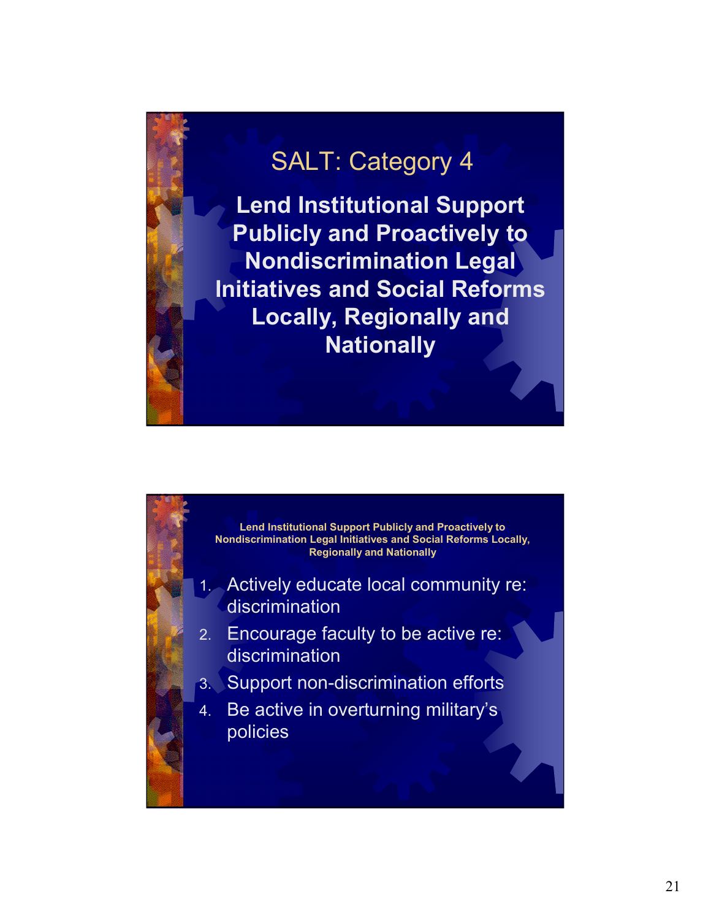# SALT: Category 4

**Lend Institutional Support Publicly and Proactively to Nondiscrimination Legal Initiatives and Social Reforms Locally, Regionally and Nationally**

**Lend Institutional Support Publicly and Proactively to Nondiscrimination Legal Initiatives and Social Reforms Locally, Regionally and Nationally**

1. Actively educate local community re: discrimination
2. Encourage faculty to be active re: discrimination
3. Support non-discrimination efforts
4. Be active in overturning military's policies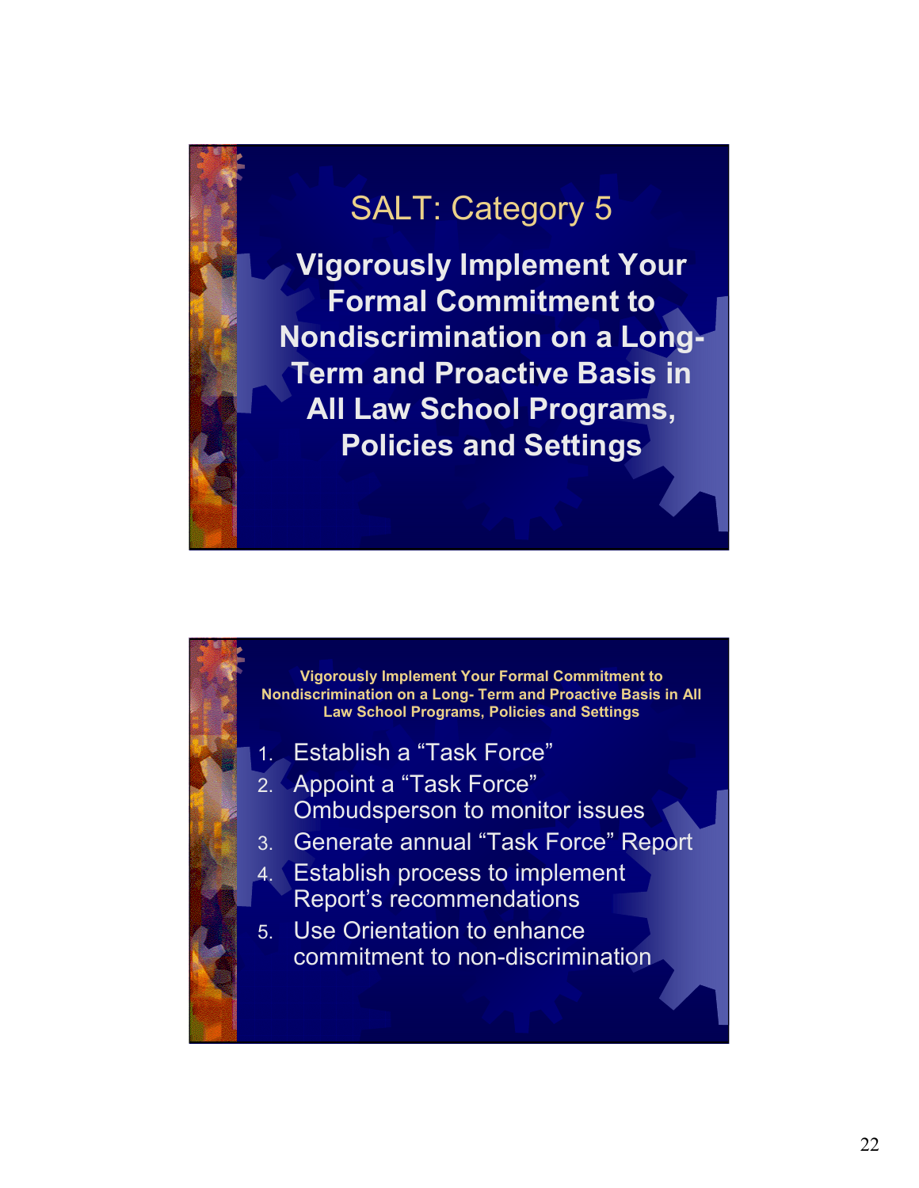## SALT: Category 5

**Vigorously Implement Your Formal Commitment to Nondiscrimination on a Long-Term and Proactive Basis in All Law School Programs, Policies and Settings**

**Vigorously Implement Your Formal Commitment to Nondiscrimination on a Long- Term and Proactive Basis in All Law School Programs, Policies and Settings**

1. Establish a "Task Force"
2. Appoint a "Task Force" Ombudsperson to monitor issues
3. Generate annual "Task Force" Report
4. Establish process to implement Report's recommendations
5. Use Orientation to enhance commitment to non-discrimination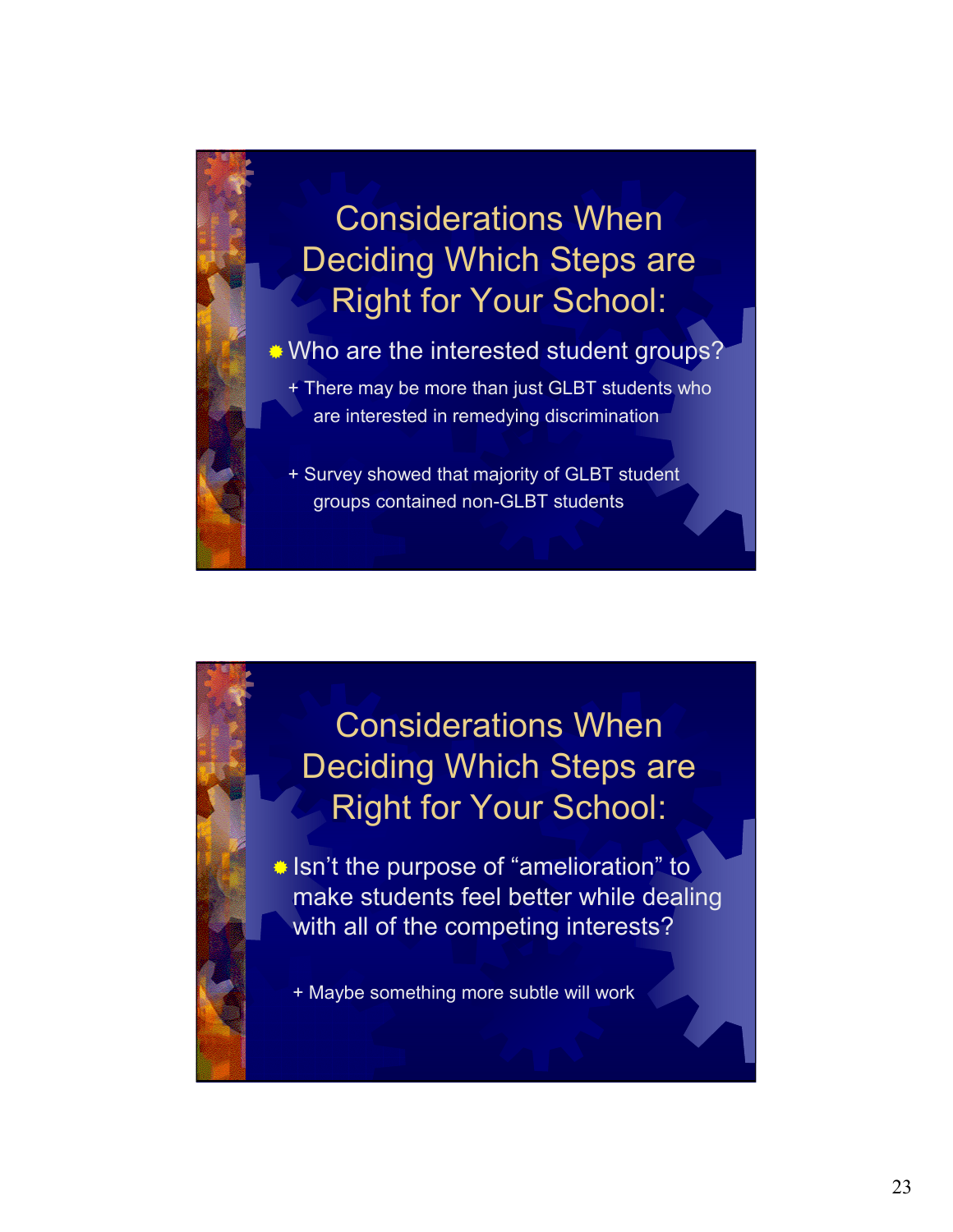## Considerations When Deciding Which Steps are Right for Your School:

- Who are the interested student groups?
  - + There may be more than just GLBT students who are interested in remedying discrimination
  - + Survey showed that majority of GLBT student groups contained non-GLBT students

## Considerations When Deciding Which Steps are Right for Your School:

- Isn't the purpose of "amelioration" to make students feel better while dealing with all of the competing interests?
  - + Maybe something more subtle will work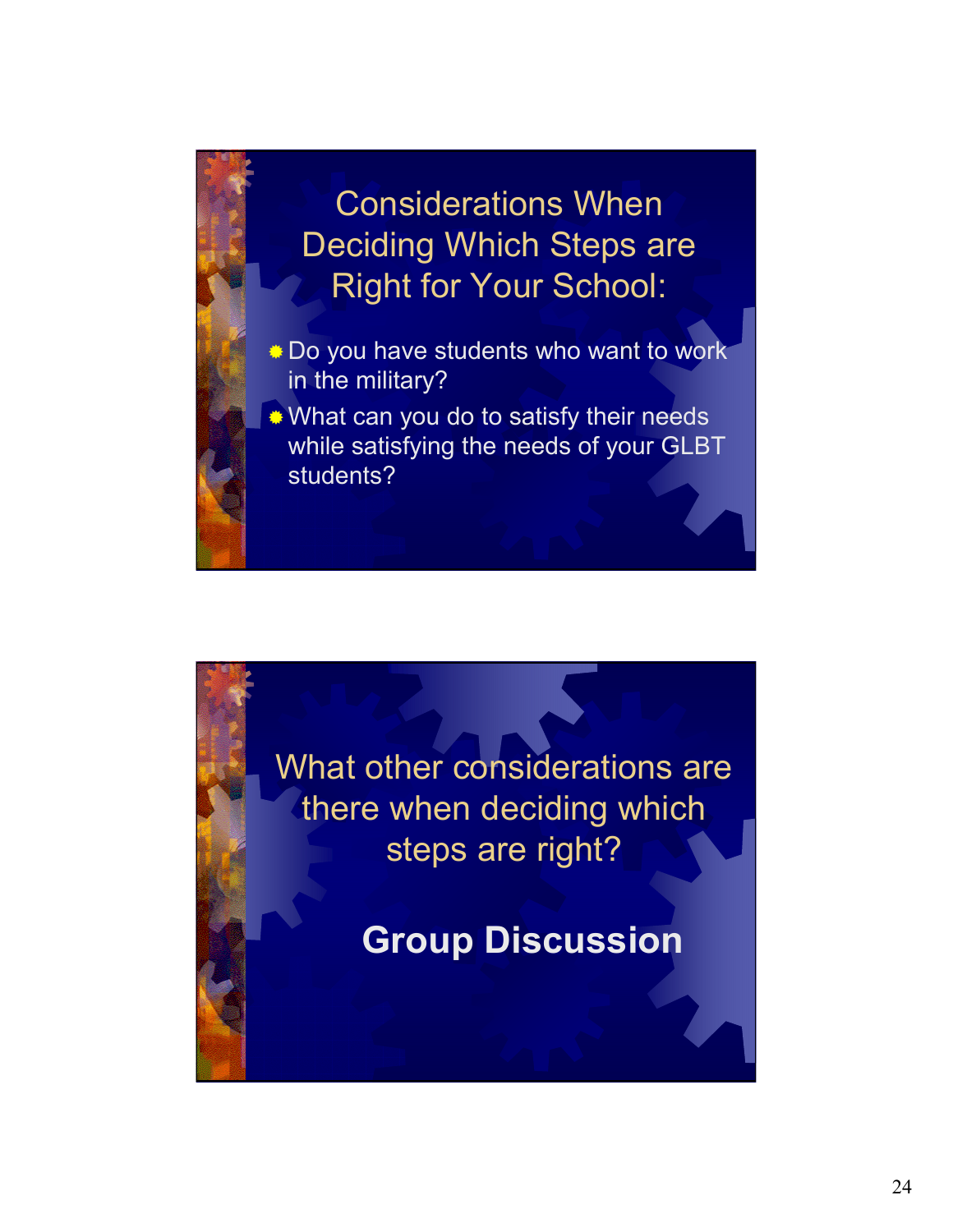## Considerations When Deciding Which Steps are Right for Your School:

- Do you have students who want to work in the military?
- What can you do to satisfy their needs while satisfying the needs of your GLBT students?

## What other considerations are there when deciding which steps are right?

**Group Discussion**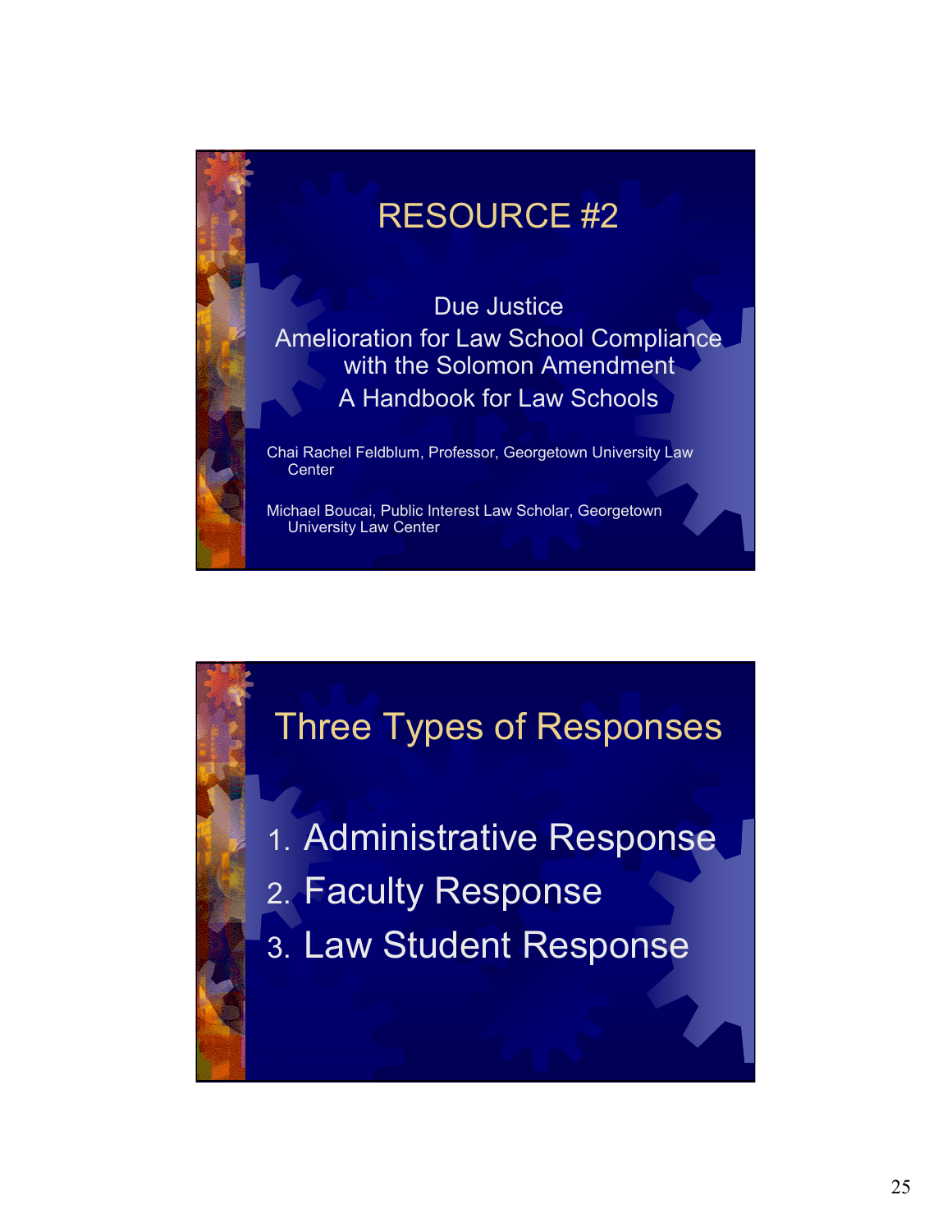# RESOURCE #2

Due Justice
Amelioration for Law School Compliance with the Solomon Amendment
A Handbook for Law Schools

Chai Rachel Feldblum, Professor, Georgetown University Law Center

Michael Boucai, Public Interest Law Scholar, Georgetown University Law Center

# Three Types of Responses

1. Administrative Response
2. Faculty Response
3. Law Student Response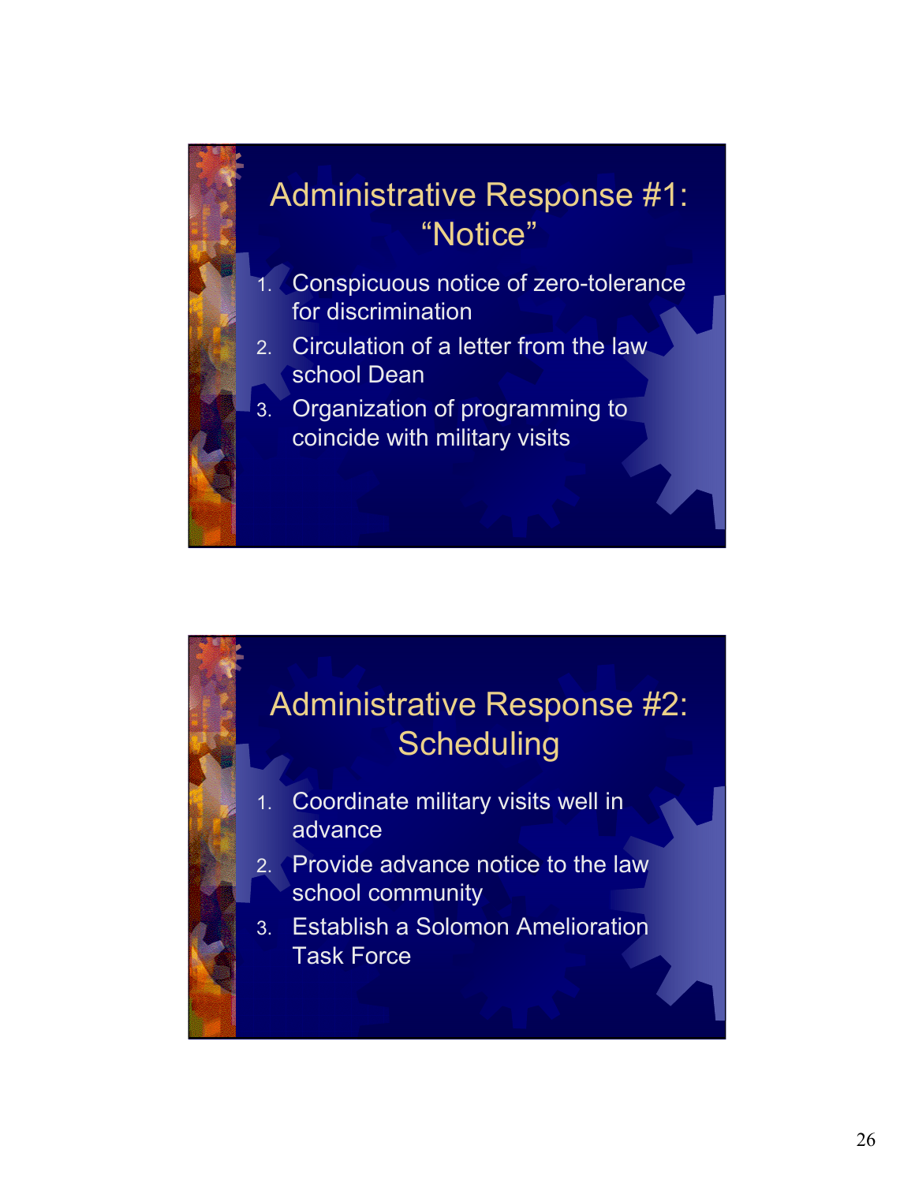## Administrative Response #1: "Notice"

1. Conspicuous notice of zero-tolerance for discrimination
2. Circulation of a letter from the law school Dean
3. Organization of programming to coincide with military visits

## Administrative Response #2: Scheduling

1. Coordinate military visits well in advance
2. Provide advance notice to the law school community
3. Establish a Solomon Amelioration Task Force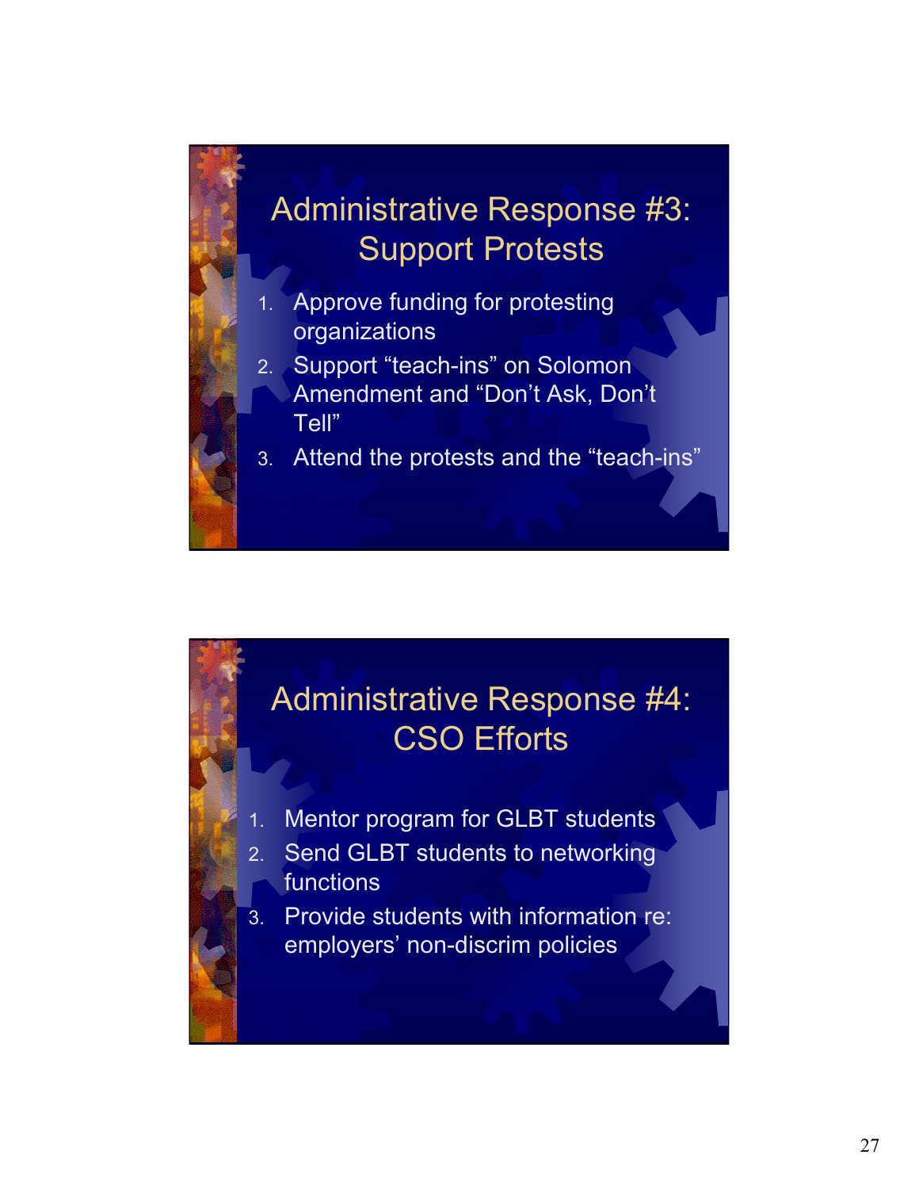## Administrative Response #3: Support Protests

1. Approve funding for protesting organizations
2. Support "teach-ins" on Solomon Amendment and "Don't Ask, Don't Tell"
3. Attend the protests and the "teach-ins"

## Administrative Response #4: CSO Efforts

1. Mentor program for GLBT students
2. Send GLBT students to networking functions
3. Provide students with information re: employers' non-discrim policies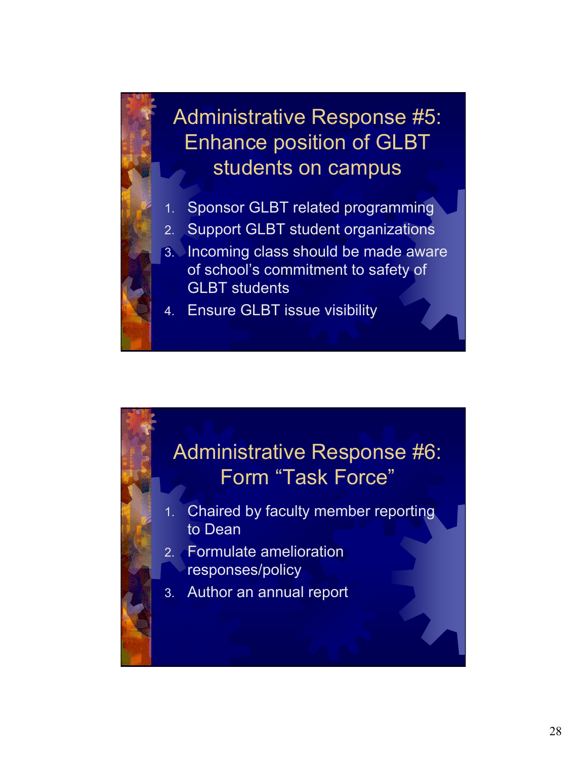## Administrative Response #5: Enhance position of GLBT students on campus

1. Sponsor GLBT related programming
2. Support GLBT student organizations
3. Incoming class should be made aware of school's commitment to safety of GLBT students
4. Ensure GLBT issue visibility

## Administrative Response #6: Form "Task Force"

1. Chaired by faculty member reporting to Dean
2. Formulate amelioration responses/policy
3. Author an annual report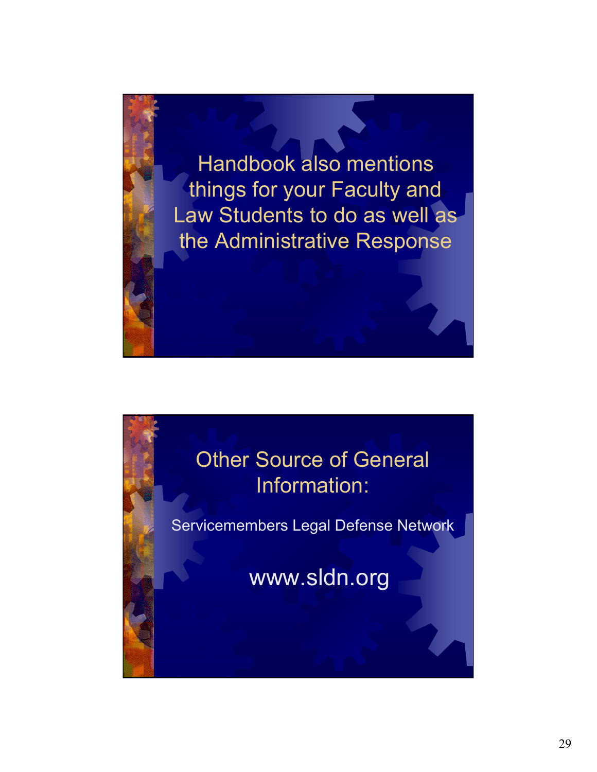Handbook also mentions things for your Faculty and Law Students to do as well as the Administrative Response

## Other Source of General Information:

Servicemembers Legal Defense Network

www.sldn.org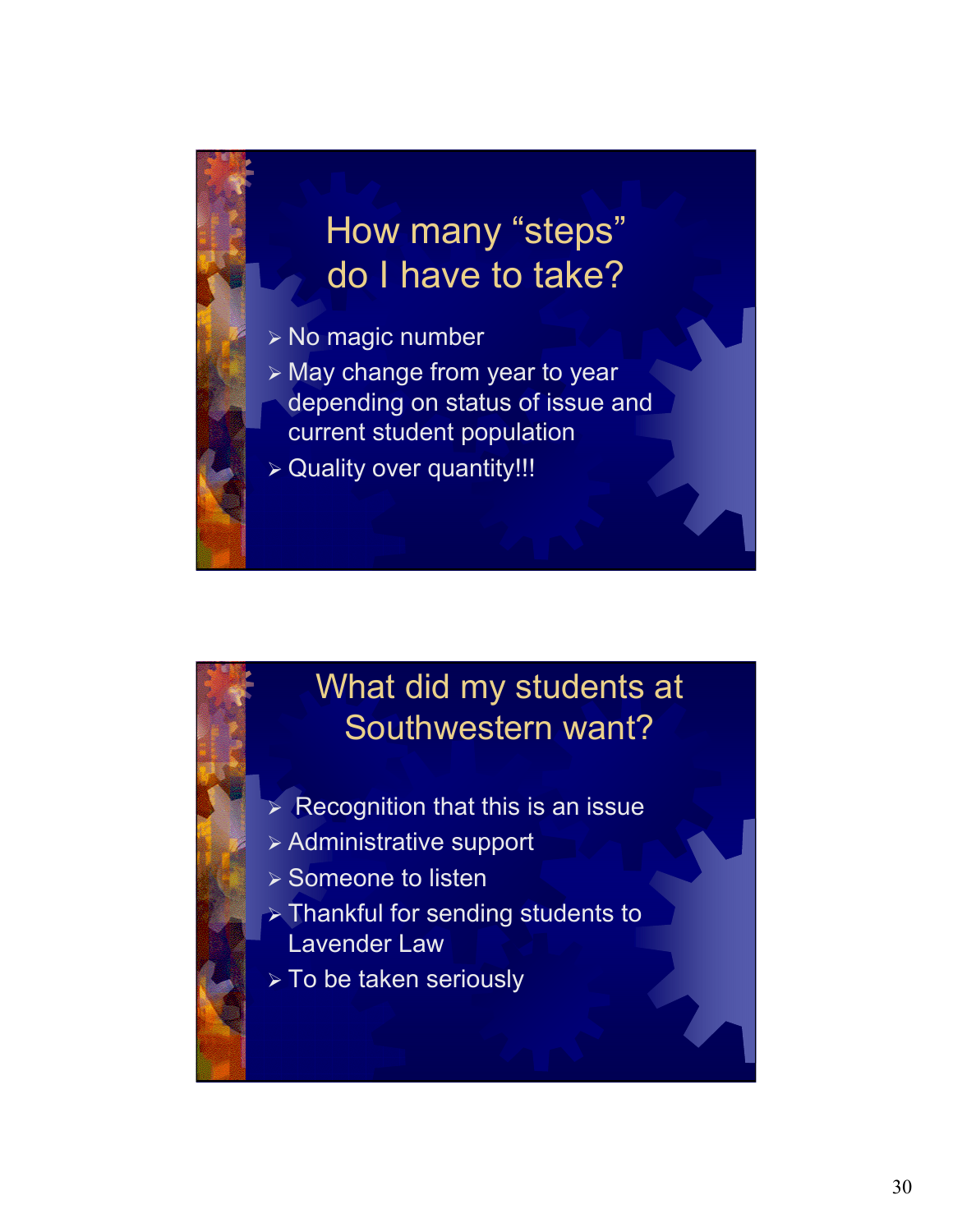## How many “steps” do I have to take?

- No magic number
- May change from year to year depending on status of issue and current student population
- Quality over quantity!!!

## What did my students at Southwestern want?

- Recognition that this is an issue
- Administrative support
- Someone to listen
- Thankful for sending students to Lavender Law
- To be taken seriously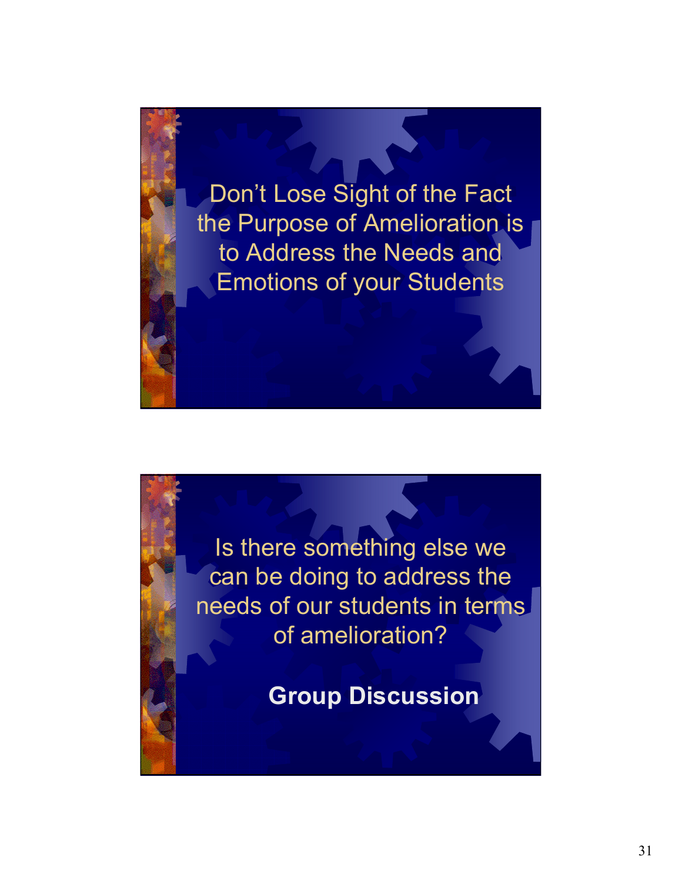Don't Lose Sight of the Fact the Purpose of Amelioration is to Address the Needs and Emotions of your Students

Is there something else we can be doing to address the needs of our students in terms of amelioration?

**Group Discussion**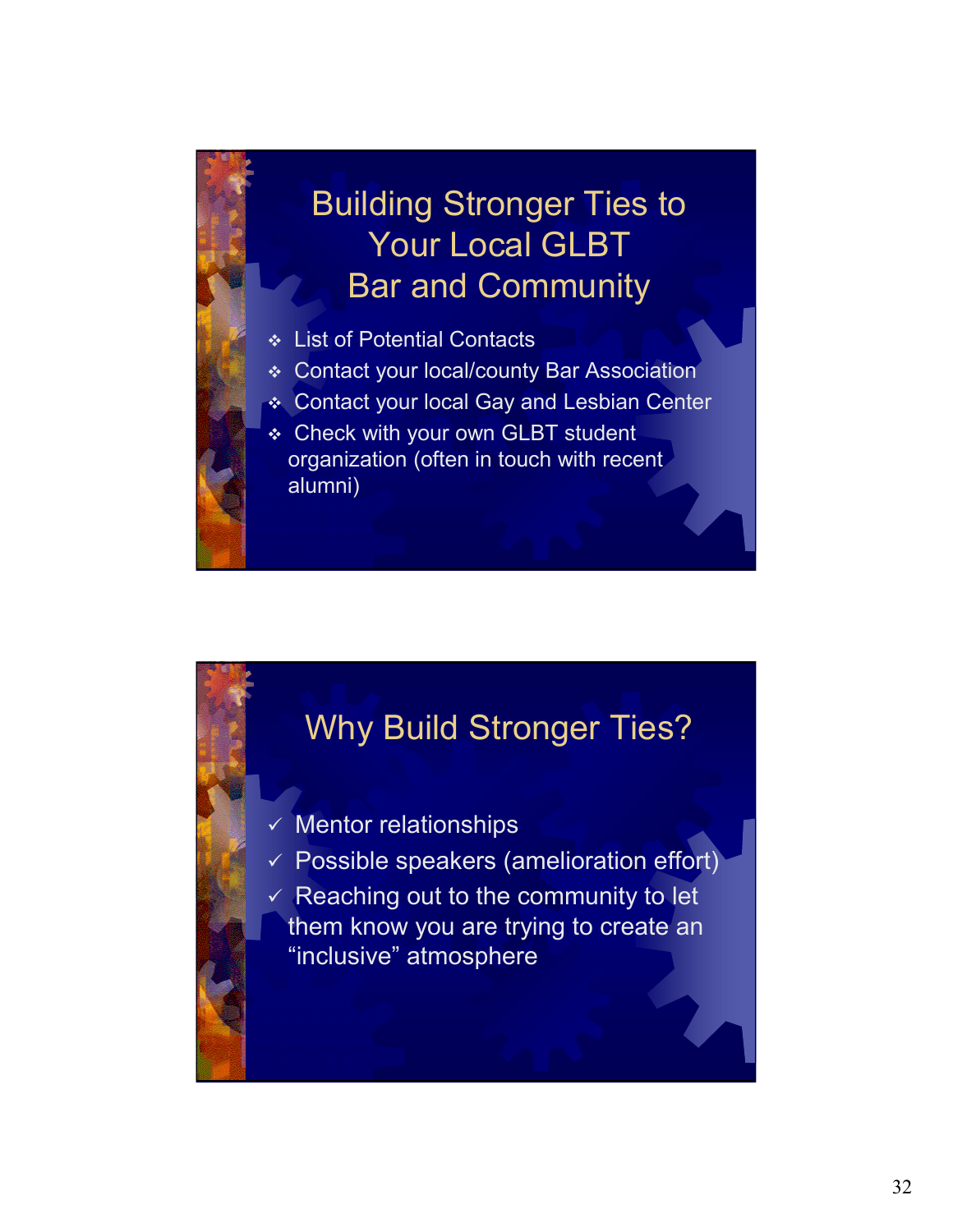## Building Stronger Ties to Your Local GLBT Bar and Community

- List of Potential Contacts
- Contact your local/county Bar Association
- Contact your local Gay and Lesbian Center
- Check with your own GLBT student organization (often in touch with recent alumni)

## Why Build Stronger Ties?

- ✓ Mentor relationships
- ✓ Possible speakers (amelioration effort)
- ✓ Reaching out to the community to let them know you are trying to create an "inclusive" atmosphere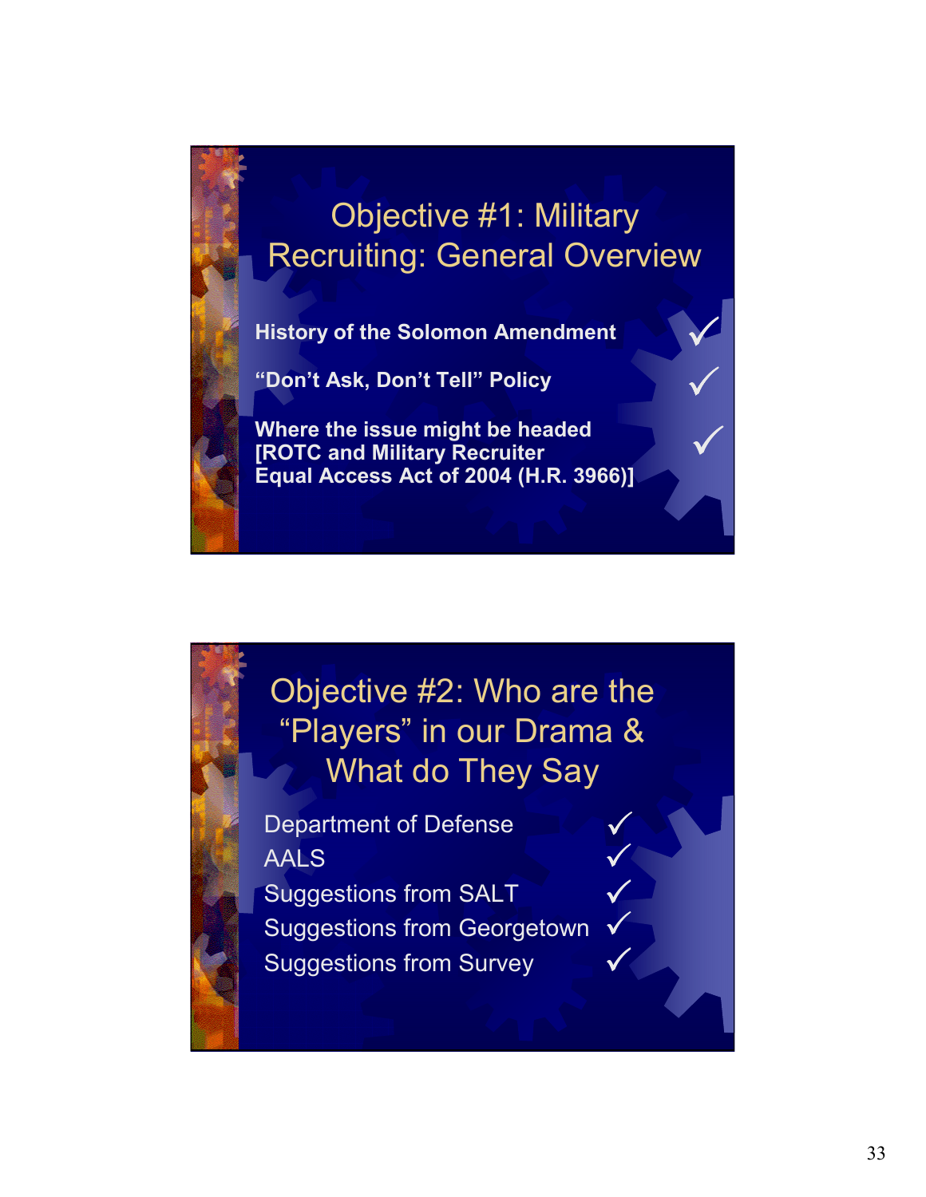## Objective #1: Military Recruiting: General Overview

- **History of the Solomon Amendment** ✓
- **“Don’t Ask, Don’t Tell” Policy** ✓
- **Where the issue might be headed [ROTC and Military Recruiter Equal Access Act of 2004 (H.R. 3966)]** ✓

## Objective #2: Who are the “Players” in our Drama & What do They Say

- Department of Defense ✓
- AALS ✓
- Suggestions from SALT ✓
- Suggestions from Georgetown ✓
- Suggestions from Survey ✓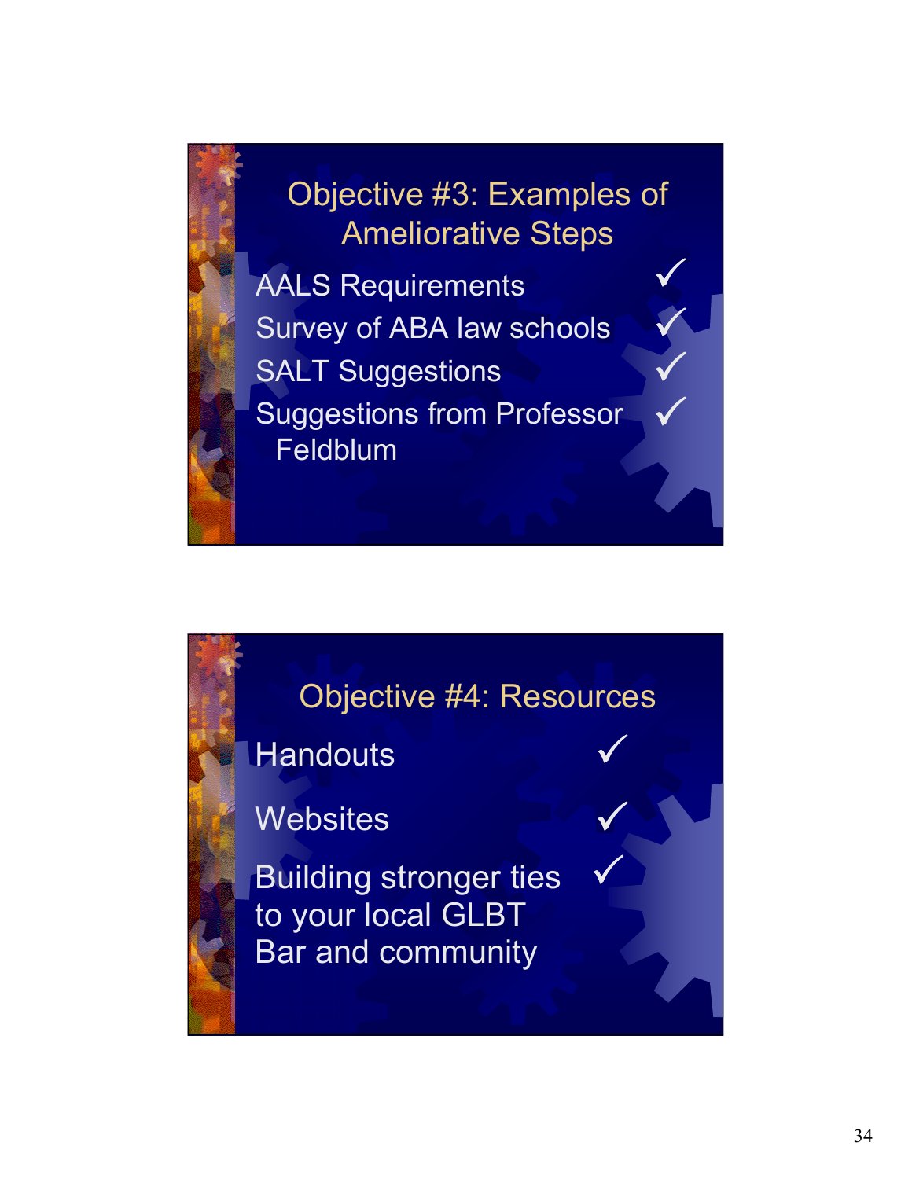## Objective #3: Examples of Ameliorative Steps

- AALS Requirements ✓
- Survey of ABA law schools ✓
- SALT Suggestions ✓
- Suggestions from Professor Feldblum ✓

## Objective #4: Resources

- Handouts ✓
- Websites ✓
- Building stronger ties to your local GLBT Bar and community ✓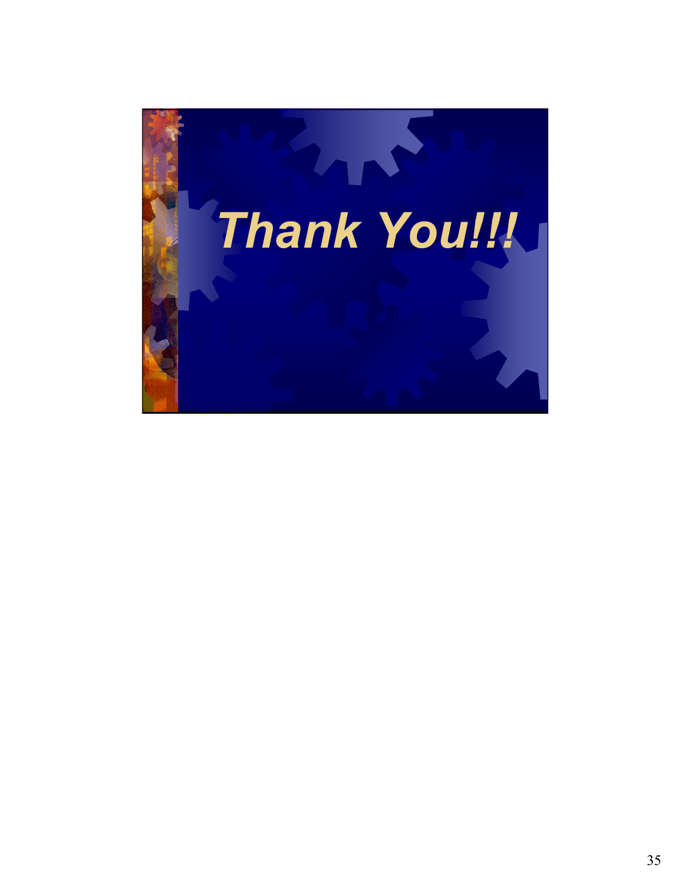# *Thank You!!!*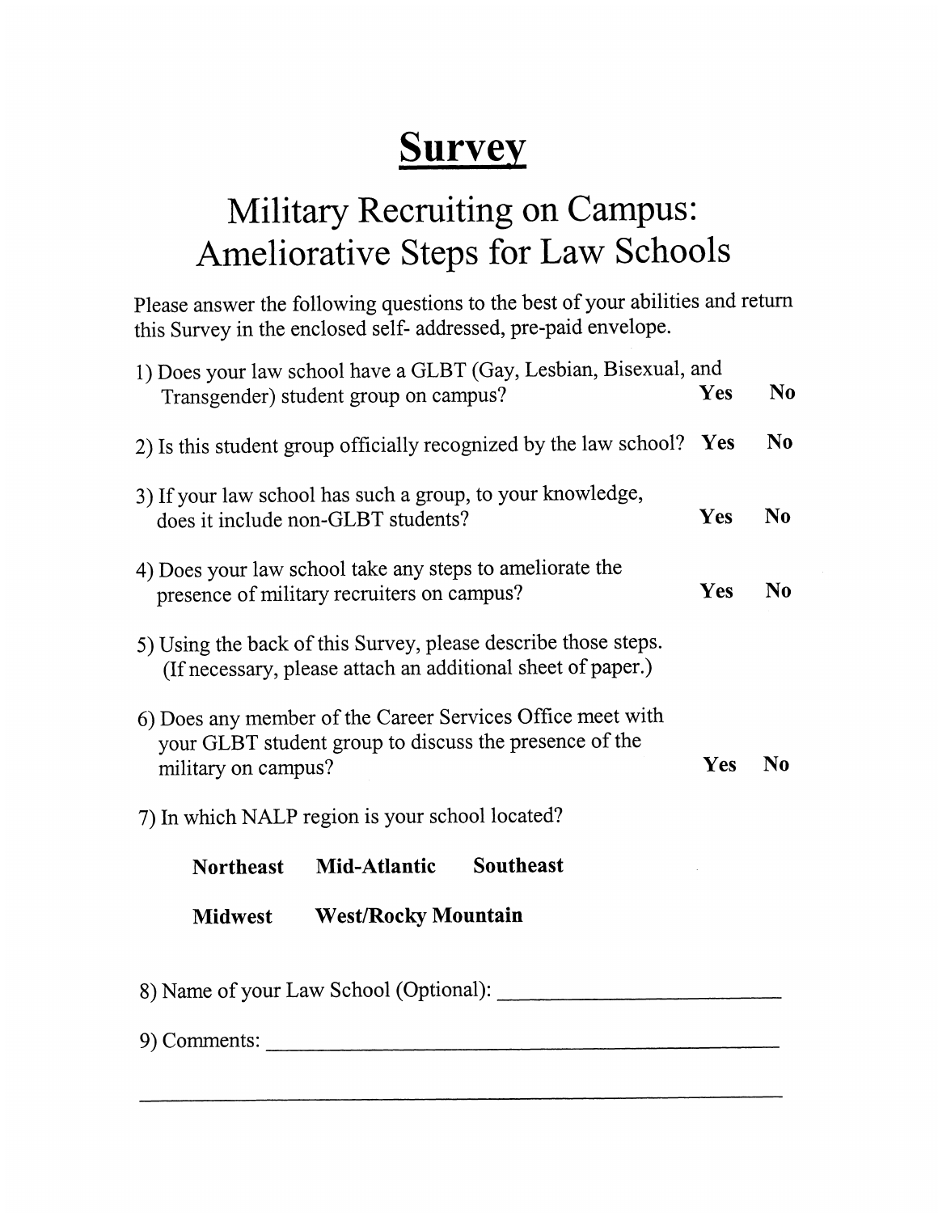# Survey

## Military Recruiting on Campus: Ameliorative Steps for Law Schools

Please answer the following questions to the best of your abilities and return this Survey in the enclosed self- addressed, pre-paid envelope.

1) Does your law school have a GLBT (Gay, Lesbian, Bisexual, and Transgender) student group on campus? **Yes** **No**

2) Is this student group officially recognized by the law school? **Yes** **No**

3) If your law school has such a group, to your knowledge, does it include non-GLBT students? **Yes** **No**

4) Does your law school take any steps to ameliorate the presence of military recruiters on campus? **Yes** **No**

5) Using the back of this Survey, please describe those steps. (If necessary, please attach an additional sheet of paper.)

6) Does any member of the Career Services Office meet with your GLBT student group to discuss the presence of the military on campus? **Yes** **No**

7) In which NALP region is your school located?

**Northeast** **Mid-Atlantic** **Southeast**

**Midwest** **West/Rocky Mountain**

8) Name of your Law School (Optional): ___________________________

9) Comments: ___________________________________________________

_____________________________________________________________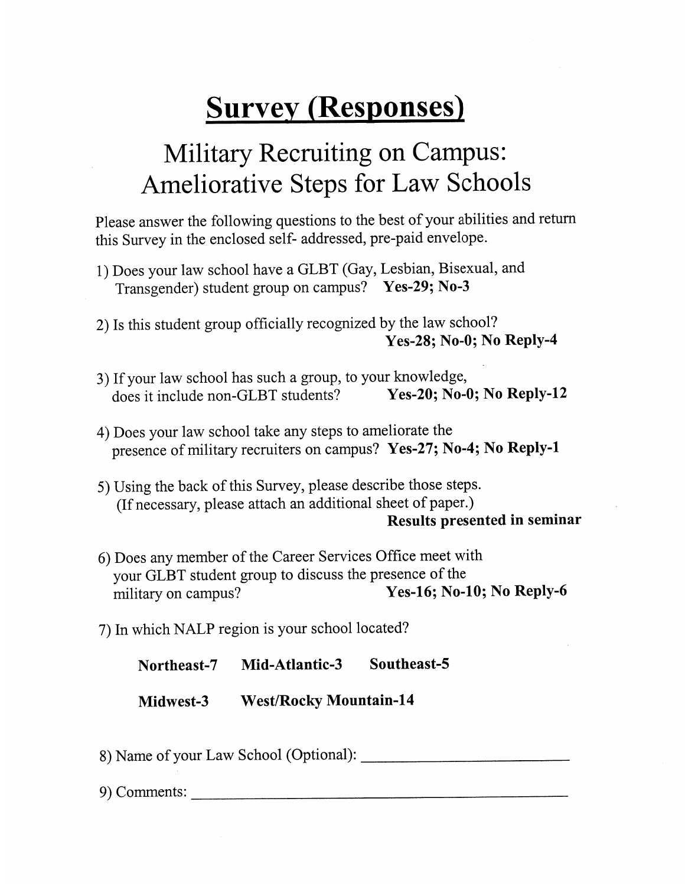# Survey (Responses)

## Military Recruiting on Campus: Ameliorative Steps for Law Schools

Please answer the following questions to the best of your abilities and return this Survey in the enclosed self- addressed, pre-paid envelope.

1) Does your law school have a GLBT (Gay, Lesbian, Bisexual, and Transgender) student group on campus? **Yes-29; No-3**

2) Is this student group officially recognized by the law school? **Yes-28; No-0; No Reply-4**

3) If your law school has such a group, to your knowledge, does it include non-GLBT students? **Yes-20; No-0; No Reply-12**

4) Does your law school take any steps to ameliorate the presence of military recruiters on campus? **Yes-27; No-4; No Reply-1**

5) Using the back of this Survey, please describe those steps. (If necessary, please attach an additional sheet of paper.) **Results presented in seminar**

6) Does any member of the Career Services Office meet with your GLBT student group to discuss the presence of the military on campus? **Yes-16; No-10; No Reply-6**

7) In which NALP region is your school located?

**Northeast-7** **Mid-Atlantic-3** **Southeast-5**

**Midwest-3** **West/Rocky Mountain-14**

8) Name of your Law School (Optional): ____________________

9) Comments: ____________________